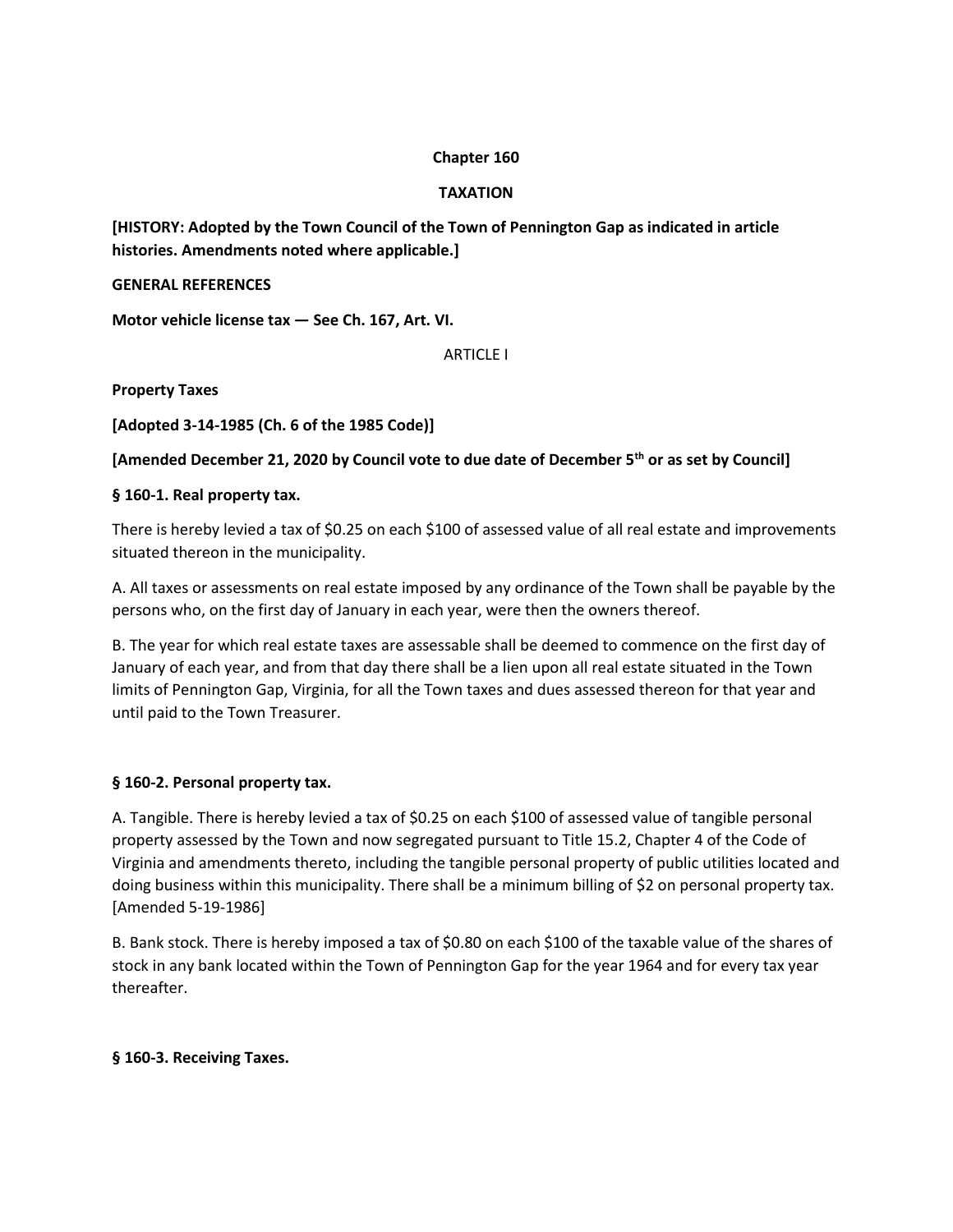# Chapter 160

## TAXATION

**[HISTORY: Adopted by the Town Council of the Town of Pennington Gap as indicated in article histories. Amendments noted where applicable.]**

**GENERAL REFERENCES**

**Motor vehicle license tax — See Ch. 167, Art. VI.**

## ARTICLE I

## Property Taxes

**[Adopted 3-14-1985 (Ch. 6 of the 1985 Code)]**

**[Amended December 21, 2020 by Council vote to due date of December 5th or as set by Council]**

### § 160-1. Real property tax.

There is hereby levied a tax of $0.25 on each $100 of assessed value of all real estate and improvements situated thereon in the municipality.

A. All taxes or assessments on real estate imposed by any ordinance of the Town shall be payable by the persons who, on the first day of January in each year, were then the owners thereof.

B. The year for which real estate taxes are assessable shall be deemed to commence on the first day of January of each year, and from that day there shall be a lien upon all real estate situated in the Town limits of Pennington Gap, Virginia, for all the Town taxes and dues assessed thereon for that year and until paid to the Town Treasurer.

### § 160-2. Personal property tax.

A. Tangible. There is hereby levied a tax of $0.25 on each $100 of assessed value of tangible personal property assessed by the Town and now segregated pursuant to Title 15.2, Chapter 4 of the Code of Virginia and amendments thereto, including the tangible personal property of public utilities located and doing business within this municipality. There shall be a minimum billing of $2 on personal property tax. [Amended 5-19-1986]

B. Bank stock. There is hereby imposed a tax of $0.80 on each $100 of the taxable value of the shares of stock in any bank located within the Town of Pennington Gap for the year 1964 and for every tax year thereafter.

### § 160-3. Receiving Taxes.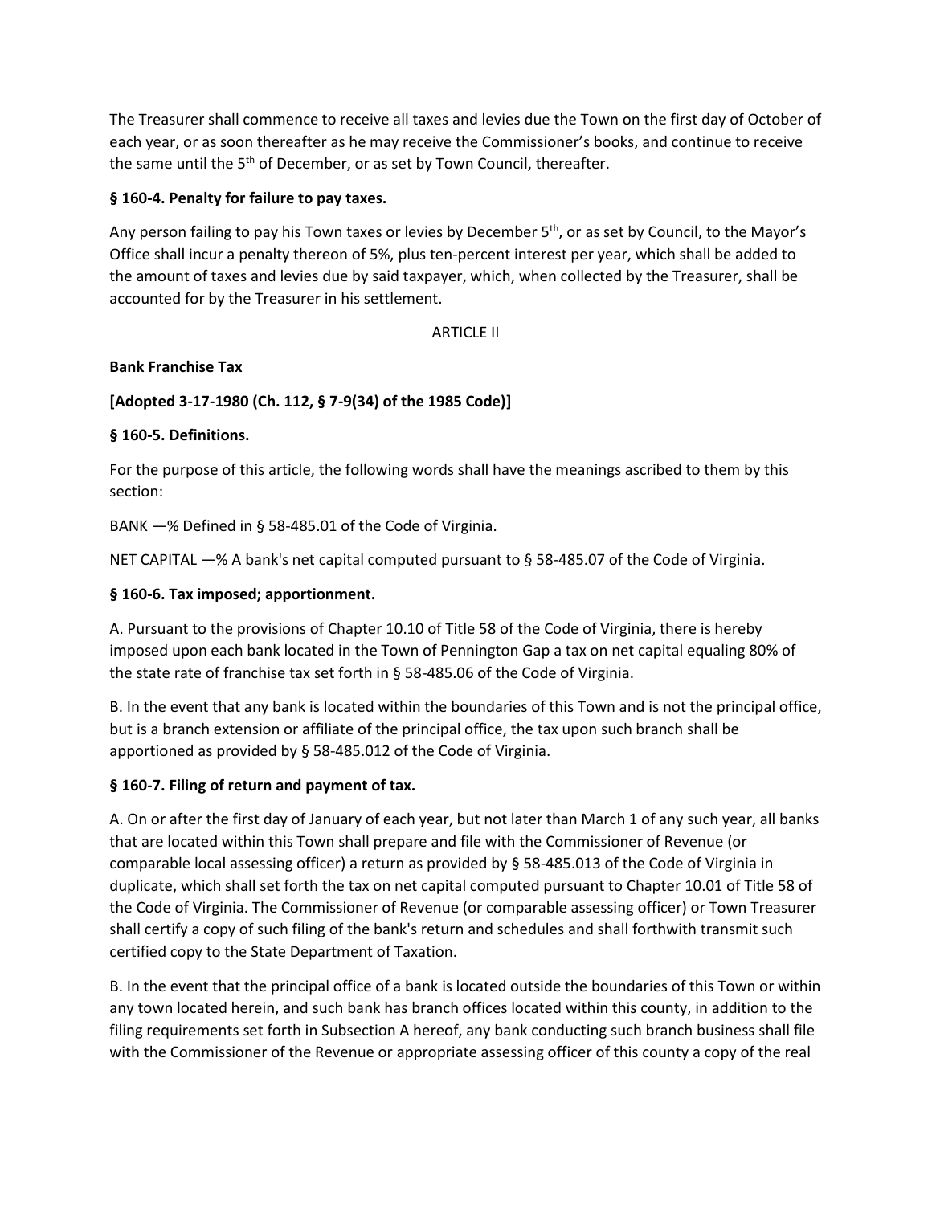The Treasurer shall commence to receive all taxes and levies due the Town on the first day of October of each year, or as soon thereafter as he may receive the Commissioner's books, and continue to receive the same until the 5th of December, or as set by Town Council, thereafter.

**§ 160-4. Penalty for failure to pay taxes.**

Any person failing to pay his Town taxes or levies by December 5th, or as set by Council, to the Mayor's Office shall incur a penalty thereon of 5%, plus ten-percent interest per year, which shall be added to the amount of taxes and levies due by said taxpayer, which, when collected by the Treasurer, shall be accounted for by the Treasurer in his settlement.

ARTICLE II

**Bank Franchise Tax**

**[Adopted 3-17-1980 (Ch. 112, § 7-9(34) of the 1985 Code)]**

**§ 160-5. Definitions.**

For the purpose of this article, the following words shall have the meanings ascribed to them by this section:

BANK —% Defined in § 58-485.01 of the Code of Virginia.

NET CAPITAL —% A bank's net capital computed pursuant to § 58-485.07 of the Code of Virginia.

**§ 160-6. Tax imposed; apportionment.**

A. Pursuant to the provisions of Chapter 10.10 of Title 58 of the Code of Virginia, there is hereby imposed upon each bank located in the Town of Pennington Gap a tax on net capital equaling 80% of the state rate of franchise tax set forth in § 58-485.06 of the Code of Virginia.

B. In the event that any bank is located within the boundaries of this Town and is not the principal office, but is a branch extension or affiliate of the principal office, the tax upon such branch shall be apportioned as provided by § 58-485.012 of the Code of Virginia.

**§ 160-7. Filing of return and payment of tax.**

A. On or after the first day of January of each year, but not later than March 1 of any such year, all banks that are located within this Town shall prepare and file with the Commissioner of Revenue (or comparable local assessing officer) a return as provided by § 58-485.013 of the Code of Virginia in duplicate, which shall set forth the tax on net capital computed pursuant to Chapter 10.01 of Title 58 of the Code of Virginia. The Commissioner of Revenue (or comparable assessing officer) or Town Treasurer shall certify a copy of such filing of the bank's return and schedules and shall forthwith transmit such certified copy to the State Department of Taxation.

B. In the event that the principal office of a bank is located outside the boundaries of this Town or within any town located herein, and such bank has branch offices located within this county, in addition to the filing requirements set forth in Subsection A hereof, any bank conducting such branch business shall file with the Commissioner of the Revenue or appropriate assessing officer of this county a copy of the real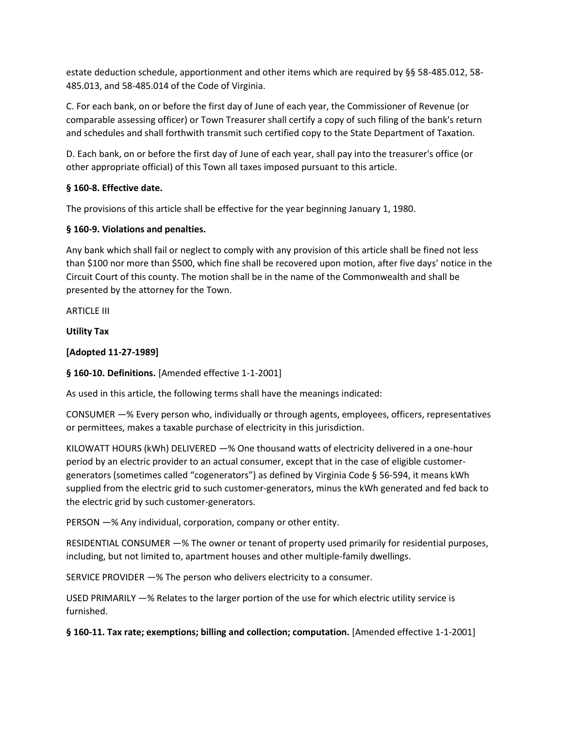estate deduction schedule, apportionment and other items which are required by §§ 58-485.012, 58-485.013, and 58-485.014 of the Code of Virginia.

C. For each bank, on or before the first day of June of each year, the Commissioner of Revenue (or comparable assessing officer) or Town Treasurer shall certify a copy of such filing of the bank's return and schedules and shall forthwith transmit such certified copy to the State Department of Taxation.

D. Each bank, on or before the first day of June of each year, shall pay into the treasurer's office (or other appropriate official) of this Town all taxes imposed pursuant to this article.

**§ 160-8. Effective date.**

The provisions of this article shall be effective for the year beginning January 1, 1980.

**§ 160-9. Violations and penalties.**

Any bank which shall fail or neglect to comply with any provision of this article shall be fined not less than $100 nor more than $500, which fine shall be recovered upon motion, after five days' notice in the Circuit Court of this county. The motion shall be in the name of the Commonwealth and shall be presented by the attorney for the Town.

ARTICLE III

**Utility Tax**

**[Adopted 11-27-1989]**

**§ 160-10. Definitions.** [Amended effective 1-1-2001]

As used in this article, the following terms shall have the meanings indicated:

CONSUMER —% Every person who, individually or through agents, employees, officers, representatives or permittees, makes a taxable purchase of electricity in this jurisdiction.

KILOWATT HOURS (kWh) DELIVERED —% One thousand watts of electricity delivered in a one-hour period by an electric provider to an actual consumer, except that in the case of eligible customer-generators (sometimes called "cogenerators") as defined by Virginia Code § 56-594, it means kWh supplied from the electric grid to such customer-generators, minus the kWh generated and fed back to the electric grid by such customer-generators.

PERSON —% Any individual, corporation, company or other entity.

RESIDENTIAL CONSUMER —% The owner or tenant of property used primarily for residential purposes, including, but not limited to, apartment houses and other multiple-family dwellings.

SERVICE PROVIDER —% The person who delivers electricity to a consumer.

USED PRIMARILY —% Relates to the larger portion of the use for which electric utility service is furnished.

**§ 160-11. Tax rate; exemptions; billing and collection; computation.** [Amended effective 1-1-2001]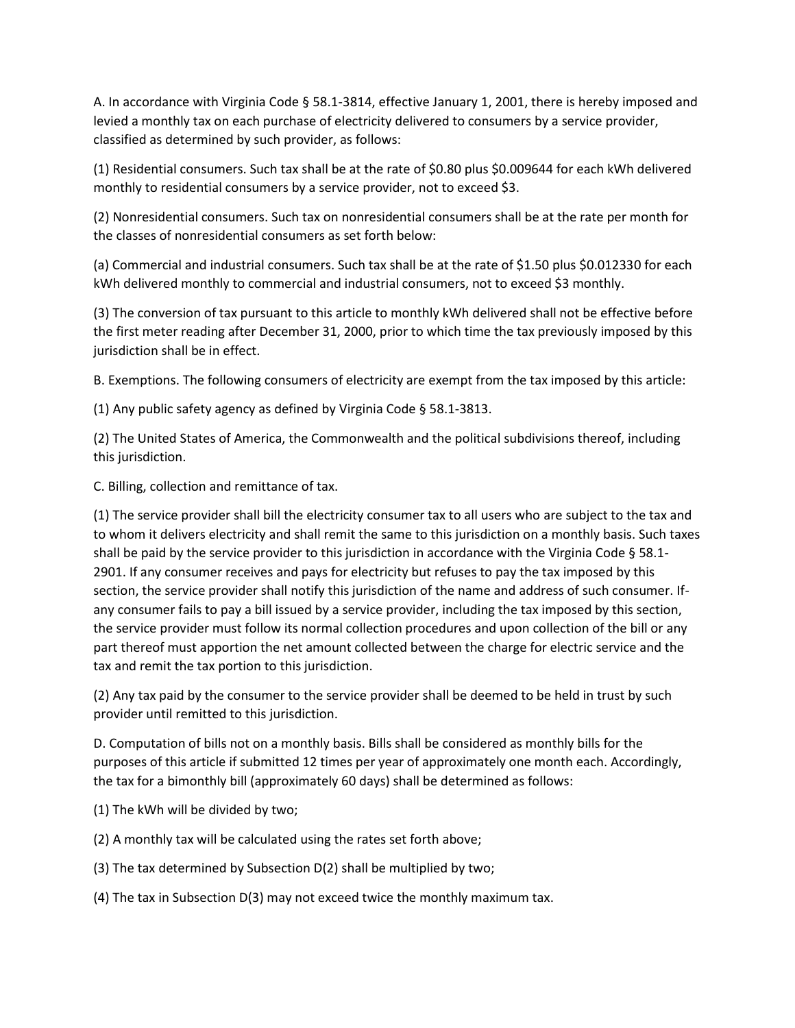A. In accordance with Virginia Code § 58.1-3814, effective January 1, 2001, there is hereby imposed and levied a monthly tax on each purchase of electricity delivered to consumers by a service provider, classified as determined by such provider, as follows:

(1) Residential consumers. Such tax shall be at the rate of $0.80 plus $0.009644 for each kWh delivered monthly to residential consumers by a service provider, not to exceed $3.

(2) Nonresidential consumers. Such tax on nonresidential consumers shall be at the rate per month for the classes of nonresidential consumers as set forth below:

(a) Commercial and industrial consumers. Such tax shall be at the rate of $1.50 plus $0.012330 for each kWh delivered monthly to commercial and industrial consumers, not to exceed $3 monthly.

(3) The conversion of tax pursuant to this article to monthly kWh delivered shall not be effective before the first meter reading after December 31, 2000, prior to which time the tax previously imposed by this jurisdiction shall be in effect.

B. Exemptions. The following consumers of electricity are exempt from the tax imposed by this article:

(1) Any public safety agency as defined by Virginia Code § 58.1-3813.

(2) The United States of America, the Commonwealth and the political subdivisions thereof, including this jurisdiction.

C. Billing, collection and remittance of tax.

(1) The service provider shall bill the electricity consumer tax to all users who are subject to the tax and to whom it delivers electricity and shall remit the same to this jurisdiction on a monthly basis. Such taxes shall be paid by the service provider to this jurisdiction in accordance with the Virginia Code § 58.1-2901. If any consumer receives and pays for electricity but refuses to pay the tax imposed by this section, the service provider shall notify this jurisdiction of the name and address of such consumer. If-any consumer fails to pay a bill issued by a service provider, including the tax imposed by this section, the service provider must follow its normal collection procedures and upon collection of the bill or any part thereof must apportion the net amount collected between the charge for electric service and the tax and remit the tax portion to this jurisdiction.

(2) Any tax paid by the consumer to the service provider shall be deemed to be held in trust by such provider until remitted to this jurisdiction.

D. Computation of bills not on a monthly basis. Bills shall be considered as monthly bills for the purposes of this article if submitted 12 times per year of approximately one month each. Accordingly, the tax for a bimonthly bill (approximately 60 days) shall be determined as follows:

(1) The kWh will be divided by two;

(2) A monthly tax will be calculated using the rates set forth above;

(3) The tax determined by Subsection D(2) shall be multiplied by two;

(4) The tax in Subsection D(3) may not exceed twice the monthly maximum tax.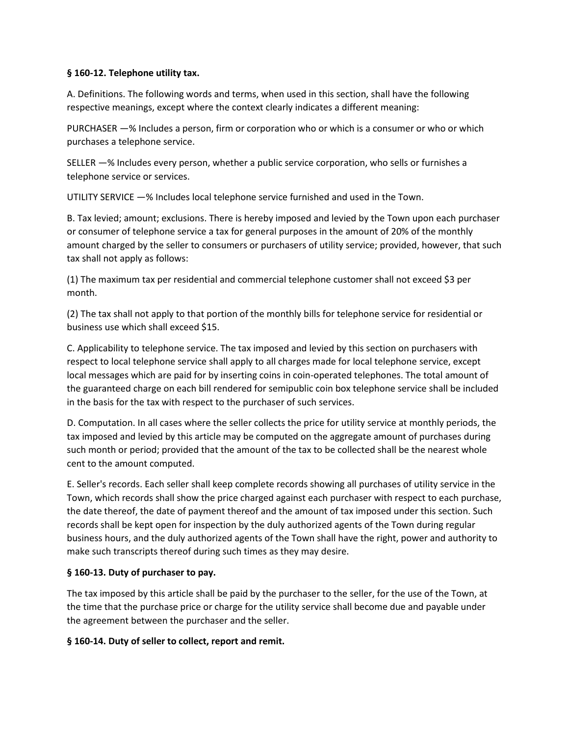**§ 160-12. Telephone utility tax.**

A. Definitions. The following words and terms, when used in this section, shall have the following respective meanings, except where the context clearly indicates a different meaning:

PURCHASER —% Includes a person, firm or corporation who or which is a consumer or who or which purchases a telephone service.

SELLER —% Includes every person, whether a public service corporation, who sells or furnishes a telephone service or services.

UTILITY SERVICE —% Includes local telephone service furnished and used in the Town.

B. Tax levied; amount; exclusions. There is hereby imposed and levied by the Town upon each purchaser or consumer of telephone service a tax for general purposes in the amount of 20% of the monthly amount charged by the seller to consumers or purchasers of utility service; provided, however, that such tax shall not apply as follows:

(1) The maximum tax per residential and commercial telephone customer shall not exceed $3 per month.

(2) The tax shall not apply to that portion of the monthly bills for telephone service for residential or business use which shall exceed $15.

C. Applicability to telephone service. The tax imposed and levied by this section on purchasers with respect to local telephone service shall apply to all charges made for local telephone service, except local messages which are paid for by inserting coins in coin-operated telephones. The total amount of the guaranteed charge on each bill rendered for semipublic coin box telephone service shall be included in the basis for the tax with respect to the purchaser of such services.

D. Computation. In all cases where the seller collects the price for utility service at monthly periods, the tax imposed and levied by this article may be computed on the aggregate amount of purchases during such month or period; provided that the amount of the tax to be collected shall be the nearest whole cent to the amount computed.

E. Seller's records. Each seller shall keep complete records showing all purchases of utility service in the Town, which records shall show the price charged against each purchaser with respect to each purchase, the date thereof, the date of payment thereof and the amount of tax imposed under this section. Such records shall be kept open for inspection by the duly authorized agents of the Town during regular business hours, and the duly authorized agents of the Town shall have the right, power and authority to make such transcripts thereof during such times as they may desire.

**§ 160-13. Duty of purchaser to pay.**

The tax imposed by this article shall be paid by the purchaser to the seller, for the use of the Town, at the time that the purchase price or charge for the utility service shall become due and payable under the agreement between the purchaser and the seller.

**§ 160-14. Duty of seller to collect, report and remit.**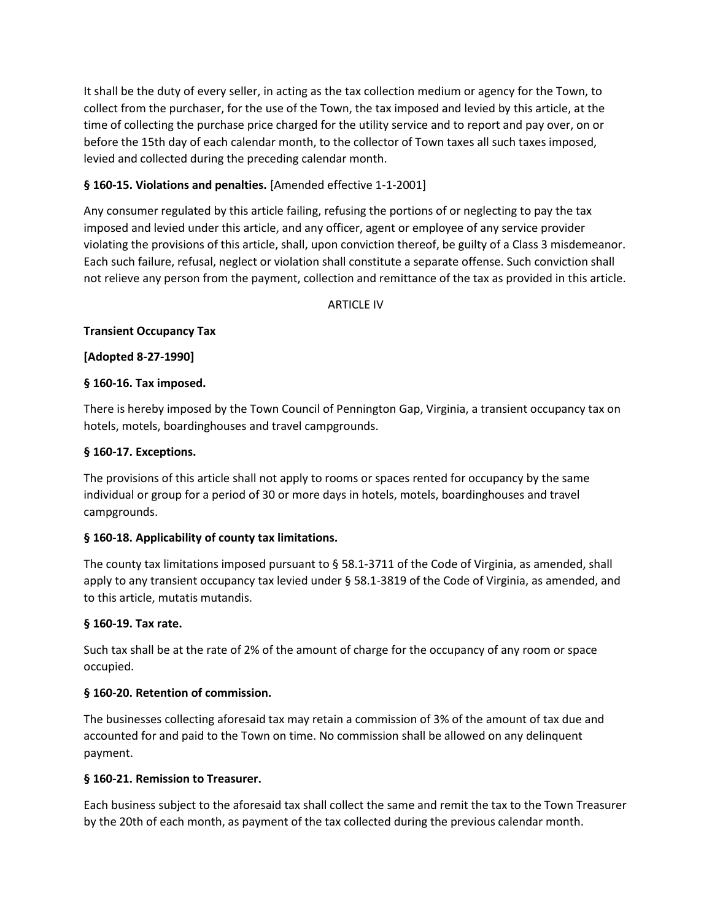It shall be the duty of every seller, in acting as the tax collection medium or agency for the Town, to collect from the purchaser, for the use of the Town, the tax imposed and levied by this article, at the time of collecting the purchase price charged for the utility service and to report and pay over, on or before the 15th day of each calendar month, to the collector of Town taxes all such taxes imposed, levied and collected during the preceding calendar month.

**§ 160-15. Violations and penalties.** [Amended effective 1-1-2001]

Any consumer regulated by this article failing, refusing the portions of or neglecting to pay the tax imposed and levied under this article, and any officer, agent or employee of any service provider violating the provisions of this article, shall, upon conviction thereof, be guilty of a Class 3 misdemeanor. Each such failure, refusal, neglect or violation shall constitute a separate offense. Such conviction shall not relieve any person from the payment, collection and remittance of the tax as provided in this article.

ARTICLE IV

**Transient Occupancy Tax**

**[Adopted 8-27-1990]**

**§ 160-16. Tax imposed.**

There is hereby imposed by the Town Council of Pennington Gap, Virginia, a transient occupancy tax on hotels, motels, boardinghouses and travel campgrounds.

**§ 160-17. Exceptions.**

The provisions of this article shall not apply to rooms or spaces rented for occupancy by the same individual or group for a period of 30 or more days in hotels, motels, boardinghouses and travel campgrounds.

**§ 160-18. Applicability of county tax limitations.**

The county tax limitations imposed pursuant to § 58.1-3711 of the Code of Virginia, as amended, shall apply to any transient occupancy tax levied under § 58.1-3819 of the Code of Virginia, as amended, and to this article, mutatis mutandis.

**§ 160-19. Tax rate.**

Such tax shall be at the rate of 2% of the amount of charge for the occupancy of any room or space occupied.

**§ 160-20. Retention of commission.**

The businesses collecting aforesaid tax may retain a commission of 3% of the amount of tax due and accounted for and paid to the Town on time. No commission shall be allowed on any delinquent payment.

**§ 160-21. Remission to Treasurer.**

Each business subject to the aforesaid tax shall collect the same and remit the tax to the Town Treasurer by the 20th of each month, as payment of the tax collected during the previous calendar month.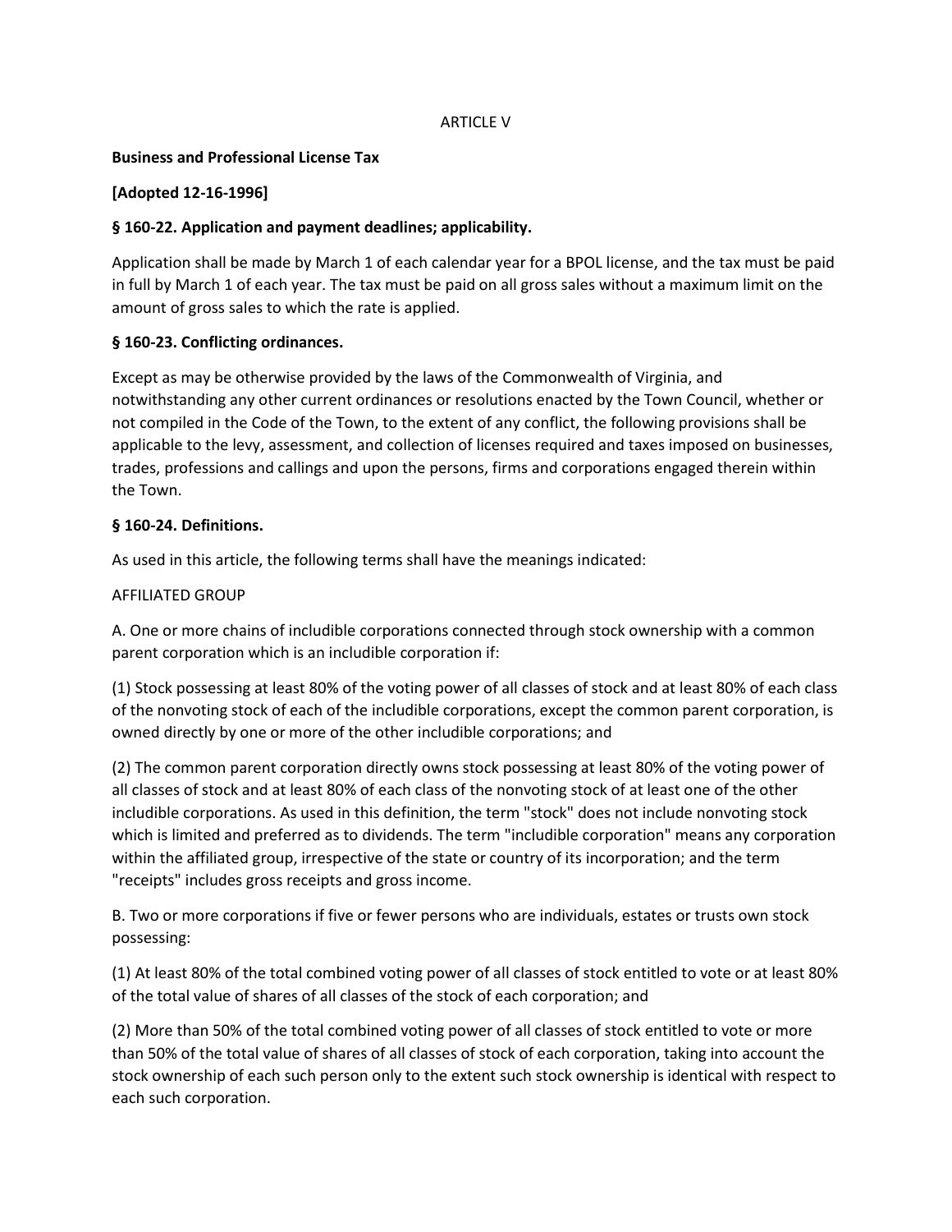ARTICLE V

**Business and Professional License Tax**

**[Adopted 12-16-1996]**

**§ 160-22. Application and payment deadlines; applicability.**

Application shall be made by March 1 of each calendar year for a BPOL license, and the tax must be paid in full by March 1 of each year. The tax must be paid on all gross sales without a maximum limit on the amount of gross sales to which the rate is applied.

**§ 160-23. Conflicting ordinances.**

Except as may be otherwise provided by the laws of the Commonwealth of Virginia, and notwithstanding any other current ordinances or resolutions enacted by the Town Council, whether or not compiled in the Code of the Town, to the extent of any conflict, the following provisions shall be applicable to the levy, assessment, and collection of licenses required and taxes imposed on businesses, trades, professions and callings and upon the persons, firms and corporations engaged therein within the Town.

**§ 160-24. Definitions.**

As used in this article, the following terms shall have the meanings indicated:

AFFILIATED GROUP

A. One or more chains of includible corporations connected through stock ownership with a common parent corporation which is an includible corporation if:

(1) Stock possessing at least 80% of the voting power of all classes of stock and at least 80% of each class of the nonvoting stock of each of the includible corporations, except the common parent corporation, is owned directly by one or more of the other includible corporations; and

(2) The common parent corporation directly owns stock possessing at least 80% of the voting power of all classes of stock and at least 80% of each class of the nonvoting stock of at least one of the other includible corporations. As used in this definition, the term "stock" does not include nonvoting stock which is limited and preferred as to dividends. The term "includible corporation" means any corporation within the affiliated group, irrespective of the state or country of its incorporation; and the term "receipts" includes gross receipts and gross income.

B. Two or more corporations if five or fewer persons who are individuals, estates or trusts own stock possessing:

(1) At least 80% of the total combined voting power of all classes of stock entitled to vote or at least 80% of the total value of shares of all classes of the stock of each corporation; and

(2) More than 50% of the total combined voting power of all classes of stock entitled to vote or more than 50% of the total value of shares of all classes of stock of each corporation, taking into account the stock ownership of each such person only to the extent such stock ownership is identical with respect to each such corporation.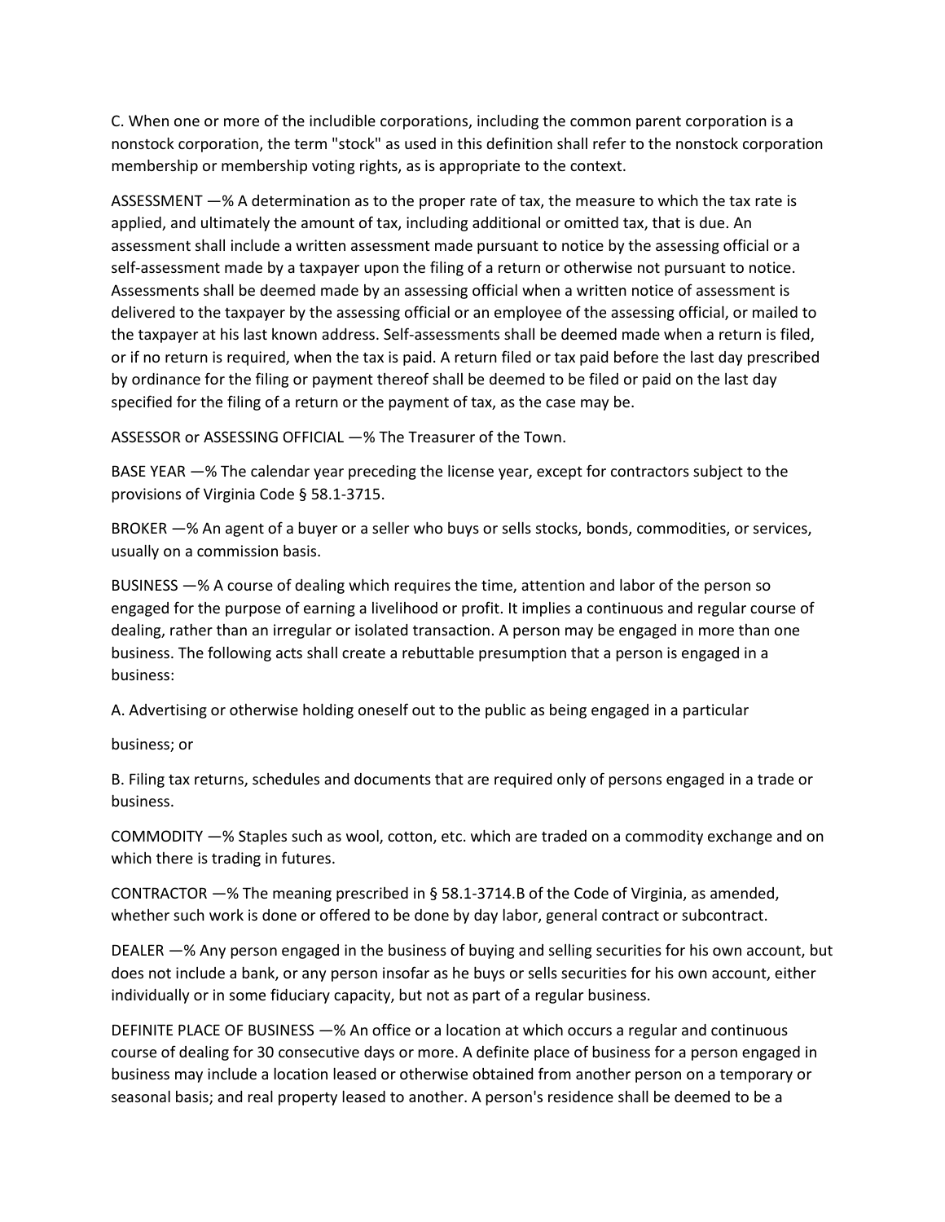C. When one or more of the includible corporations, including the common parent corporation is a nonstock corporation, the term "stock" as used in this definition shall refer to the nonstock corporation membership or membership voting rights, as is appropriate to the context.

ASSESSMENT —% A determination as to the proper rate of tax, the measure to which the tax rate is applied, and ultimately the amount of tax, including additional or omitted tax, that is due. An assessment shall include a written assessment made pursuant to notice by the assessing official or a self-assessment made by a taxpayer upon the filing of a return or otherwise not pursuant to notice. Assessments shall be deemed made by an assessing official when a written notice of assessment is delivered to the taxpayer by the assessing official or an employee of the assessing official, or mailed to the taxpayer at his last known address. Self-assessments shall be deemed made when a return is filed, or if no return is required, when the tax is paid. A return filed or tax paid before the last day prescribed by ordinance for the filing or payment thereof shall be deemed to be filed or paid on the last day specified for the filing of a return or the payment of tax, as the case may be.

ASSESSOR or ASSESSING OFFICIAL —% The Treasurer of the Town.

BASE YEAR —% The calendar year preceding the license year, except for contractors subject to the provisions of Virginia Code § 58.1-3715.

BROKER —% An agent of a buyer or a seller who buys or sells stocks, bonds, commodities, or services, usually on a commission basis.

BUSINESS —% A course of dealing which requires the time, attention and labor of the person so engaged for the purpose of earning a livelihood or profit. It implies a continuous and regular course of dealing, rather than an irregular or isolated transaction. A person may be engaged in more than one business. The following acts shall create a rebuttable presumption that a person is engaged in a business:

A. Advertising or otherwise holding oneself out to the public as being engaged in a particular

business; or

B. Filing tax returns, schedules and documents that are required only of persons engaged in a trade or business.

COMMODITY —% Staples such as wool, cotton, etc. which are traded on a commodity exchange and on which there is trading in futures.

CONTRACTOR —% The meaning prescribed in § 58.1-3714.B of the Code of Virginia, as amended, whether such work is done or offered to be done by day labor, general contract or subcontract.

DEALER —% Any person engaged in the business of buying and selling securities for his own account, but does not include a bank, or any person insofar as he buys or sells securities for his own account, either individually or in some fiduciary capacity, but not as part of a regular business.

DEFINITE PLACE OF BUSINESS —% An office or a location at which occurs a regular and continuous course of dealing for 30 consecutive days or more. A definite place of business for a person engaged in business may include a location leased or otherwise obtained from another person on a temporary or seasonal basis; and real property leased to another. A person's residence shall be deemed to be a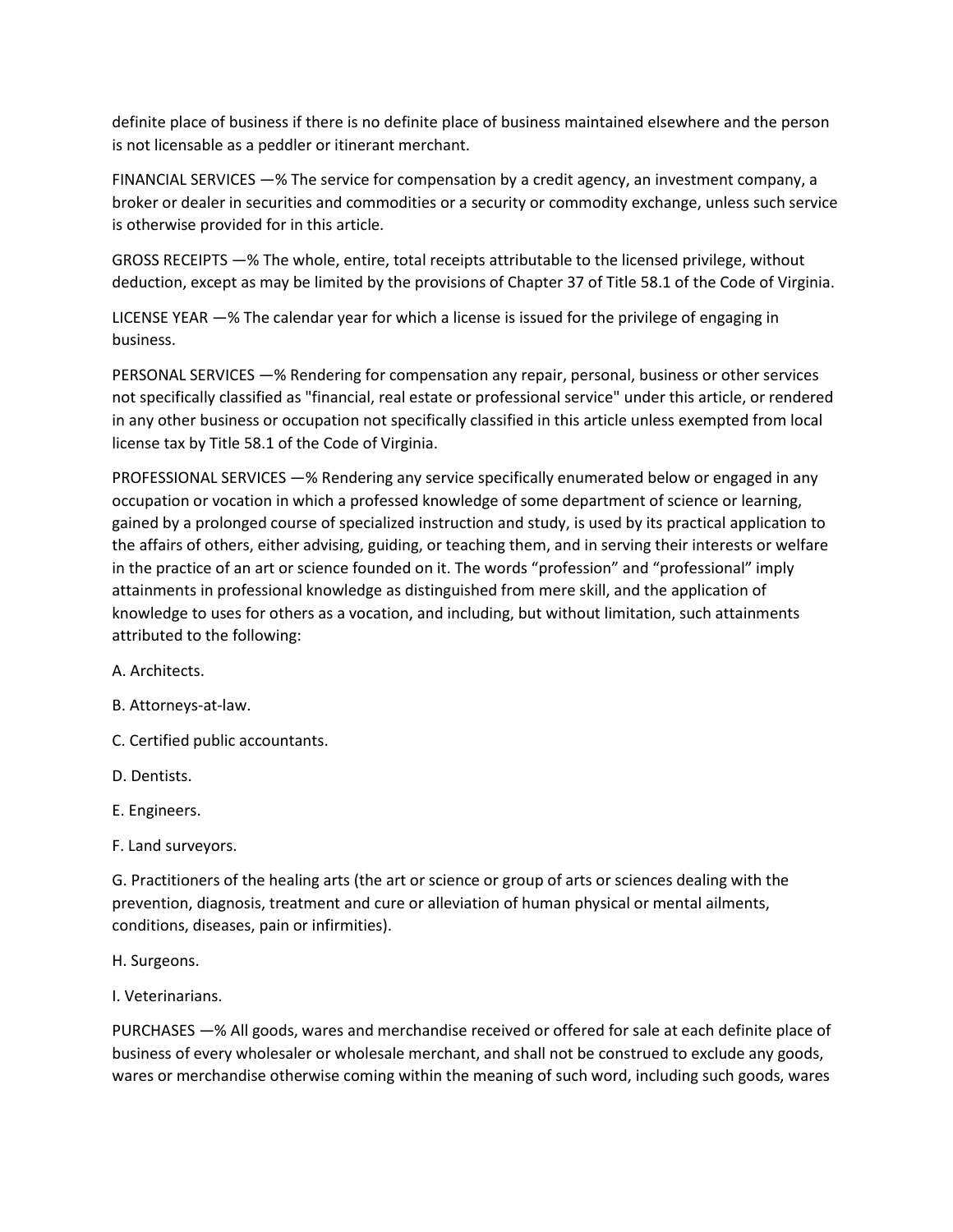definite place of business if there is no definite place of business maintained elsewhere and the person is not licensable as a peddler or itinerant merchant.

FINANCIAL SERVICES —% The service for compensation by a credit agency, an investment company, a broker or dealer in securities and commodities or a security or commodity exchange, unless such service is otherwise provided for in this article.

GROSS RECEIPTS —% The whole, entire, total receipts attributable to the licensed privilege, without deduction, except as may be limited by the provisions of Chapter 37 of Title 58.1 of the Code of Virginia.

LICENSE YEAR —% The calendar year for which a license is issued for the privilege of engaging in business.

PERSONAL SERVICES —% Rendering for compensation any repair, personal, business or other services not specifically classified as "financial, real estate or professional service" under this article, or rendered in any other business or occupation not specifically classified in this article unless exempted from local license tax by Title 58.1 of the Code of Virginia.

PROFESSIONAL SERVICES —% Rendering any service specifically enumerated below or engaged in any occupation or vocation in which a professed knowledge of some department of science or learning, gained by a prolonged course of specialized instruction and study, is used by its practical application to the affairs of others, either advising, guiding, or teaching them, and in serving their interests or welfare in the practice of an art or science founded on it. The words “profession” and “professional” imply attainments in professional knowledge as distinguished from mere skill, and the application of knowledge to uses for others as a vocation, and including, but without limitation, such attainments attributed to the following:

A. Architects.

B. Attorneys-at-law.

C. Certified public accountants.

D. Dentists.

E. Engineers.

F. Land surveyors.

G. Practitioners of the healing arts (the art or science or group of arts or sciences dealing with the prevention, diagnosis, treatment and cure or alleviation of human physical or mental ailments, conditions, diseases, pain or infirmities).

H. Surgeons.

I. Veterinarians.

PURCHASES —% All goods, wares and merchandise received or offered for sale at each definite place of business of every wholesaler or wholesale merchant, and shall not be construed to exclude any goods, wares or merchandise otherwise coming within the meaning of such word, including such goods, wares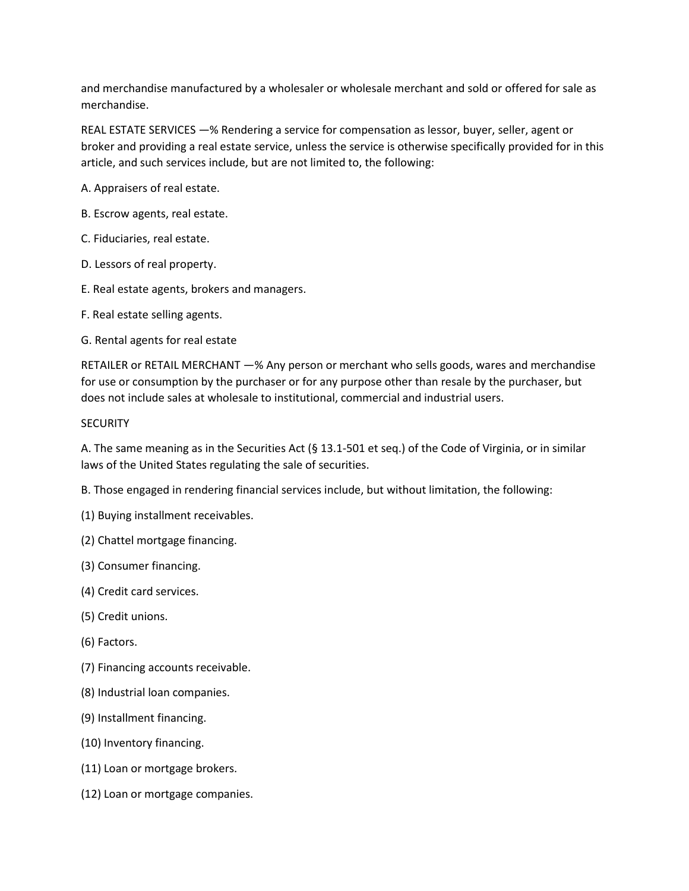and merchandise manufactured by a wholesaler or wholesale merchant and sold or offered for sale as merchandise.

REAL ESTATE SERVICES —% Rendering a service for compensation as lessor, buyer, seller, agent or broker and providing a real estate service, unless the service is otherwise specifically provided for in this article, and such services include, but are not limited to, the following:

A. Appraisers of real estate.

B. Escrow agents, real estate.

C. Fiduciaries, real estate.

D. Lessors of real property.

E. Real estate agents, brokers and managers.

F. Real estate selling agents.

G. Rental agents for real estate

RETAILER or RETAIL MERCHANT —% Any person or merchant who sells goods, wares and merchandise for use or consumption by the purchaser or for any purpose other than resale by the purchaser, but does not include sales at wholesale to institutional, commercial and industrial users.

SECURITY

A. The same meaning as in the Securities Act (§ 13.1-501 et seq.) of the Code of Virginia, or in similar laws of the United States regulating the sale of securities.

B. Those engaged in rendering financial services include, but without limitation, the following:

(1) Buying installment receivables.

(2) Chattel mortgage financing.

(3) Consumer financing.

(4) Credit card services.

(5) Credit unions.

(6) Factors.

(7) Financing accounts receivable.

(8) Industrial loan companies.

(9) Installment financing.

(10) Inventory financing.

(11) Loan or mortgage brokers.

(12) Loan or mortgage companies.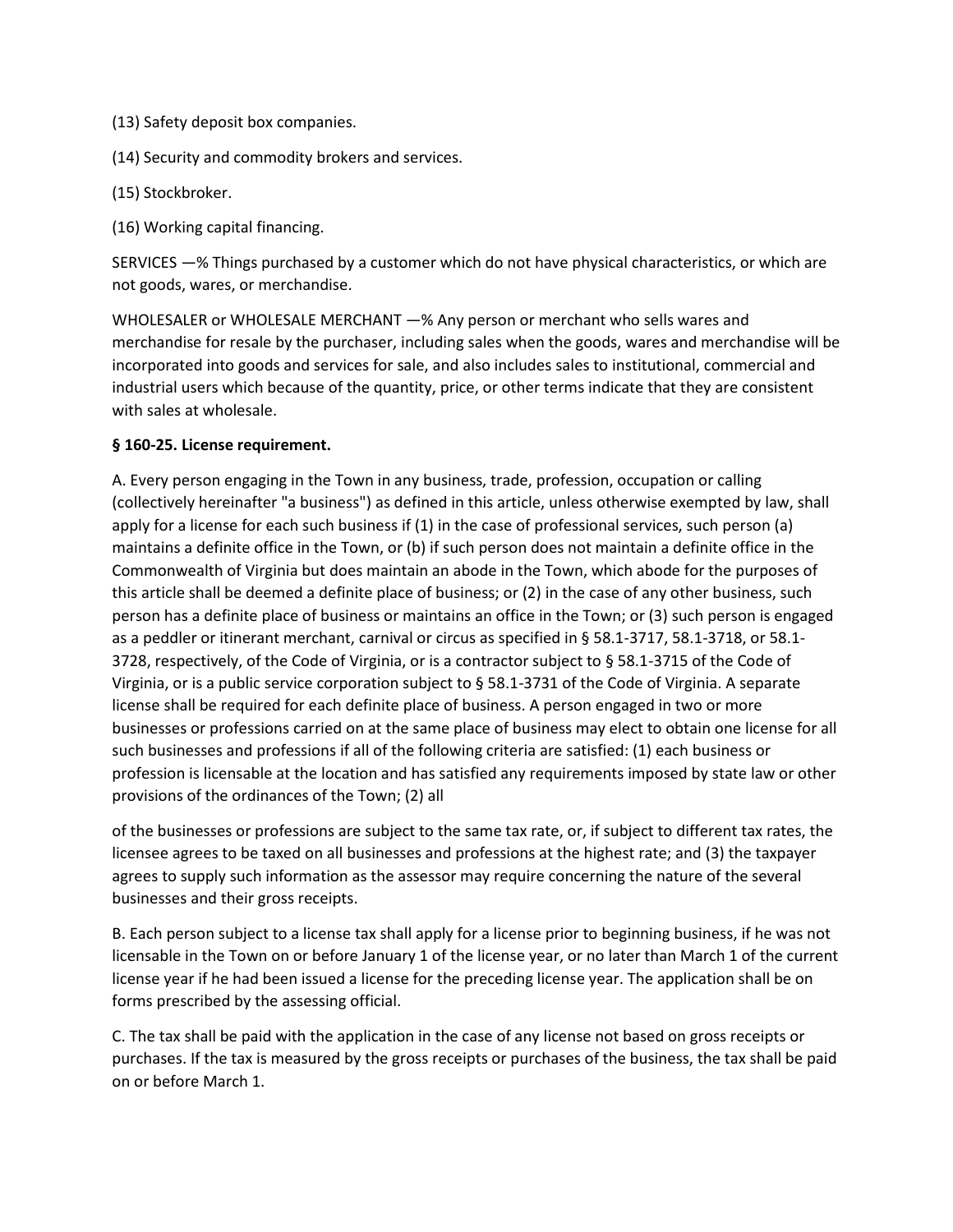(13) Safety deposit box companies.

(14) Security and commodity brokers and services.

(15) Stockbroker.

(16) Working capital financing.

SERVICES —% Things purchased by a customer which do not have physical characteristics, or which are not goods, wares, or merchandise.

WHOLESALER or WHOLESALE MERCHANT —% Any person or merchant who sells wares and merchandise for resale by the purchaser, including sales when the goods, wares and merchandise will be incorporated into goods and services for sale, and also includes sales to institutional, commercial and industrial users which because of the quantity, price, or other terms indicate that they are consistent with sales at wholesale.

**§ 160-25. License requirement.**

A. Every person engaging in the Town in any business, trade, profession, occupation or calling (collectively hereinafter "a business") as defined in this article, unless otherwise exempted by law, shall apply for a license for each such business if (1) in the case of professional services, such person (a) maintains a definite office in the Town, or (b) if such person does not maintain a definite office in the Commonwealth of Virginia but does maintain an abode in the Town, which abode for the purposes of this article shall be deemed a definite place of business; or (2) in the case of any other business, such person has a definite place of business or maintains an office in the Town; or (3) such person is engaged as a peddler or itinerant merchant, carnival or circus as specified in § 58.1-3717, 58.1-3718, or 58.1-3728, respectively, of the Code of Virginia, or is a contractor subject to § 58.1-3715 of the Code of Virginia, or is a public service corporation subject to § 58.1-3731 of the Code of Virginia. A separate license shall be required for each definite place of business. A person engaged in two or more businesses or professions carried on at the same place of business may elect to obtain one license for all such businesses and professions if all of the following criteria are satisfied: (1) each business or profession is licensable at the location and has satisfied any requirements imposed by state law or other provisions of the ordinances of the Town; (2) all of the businesses or professions are subject to the same tax rate, or, if subject to different tax rates, the licensee agrees to be taxed on all businesses and professions at the highest rate; and (3) the taxpayer agrees to supply such information as the assessor may require concerning the nature of the several businesses and their gross receipts.

B. Each person subject to a license tax shall apply for a license prior to beginning business, if he was not licensable in the Town on or before January 1 of the license year, or no later than March 1 of the current license year if he had been issued a license for the preceding license year. The application shall be on forms prescribed by the assessing official.

C. The tax shall be paid with the application in the case of any license not based on gross receipts or purchases. If the tax is measured by the gross receipts or purchases of the business, the tax shall be paid on or before March 1.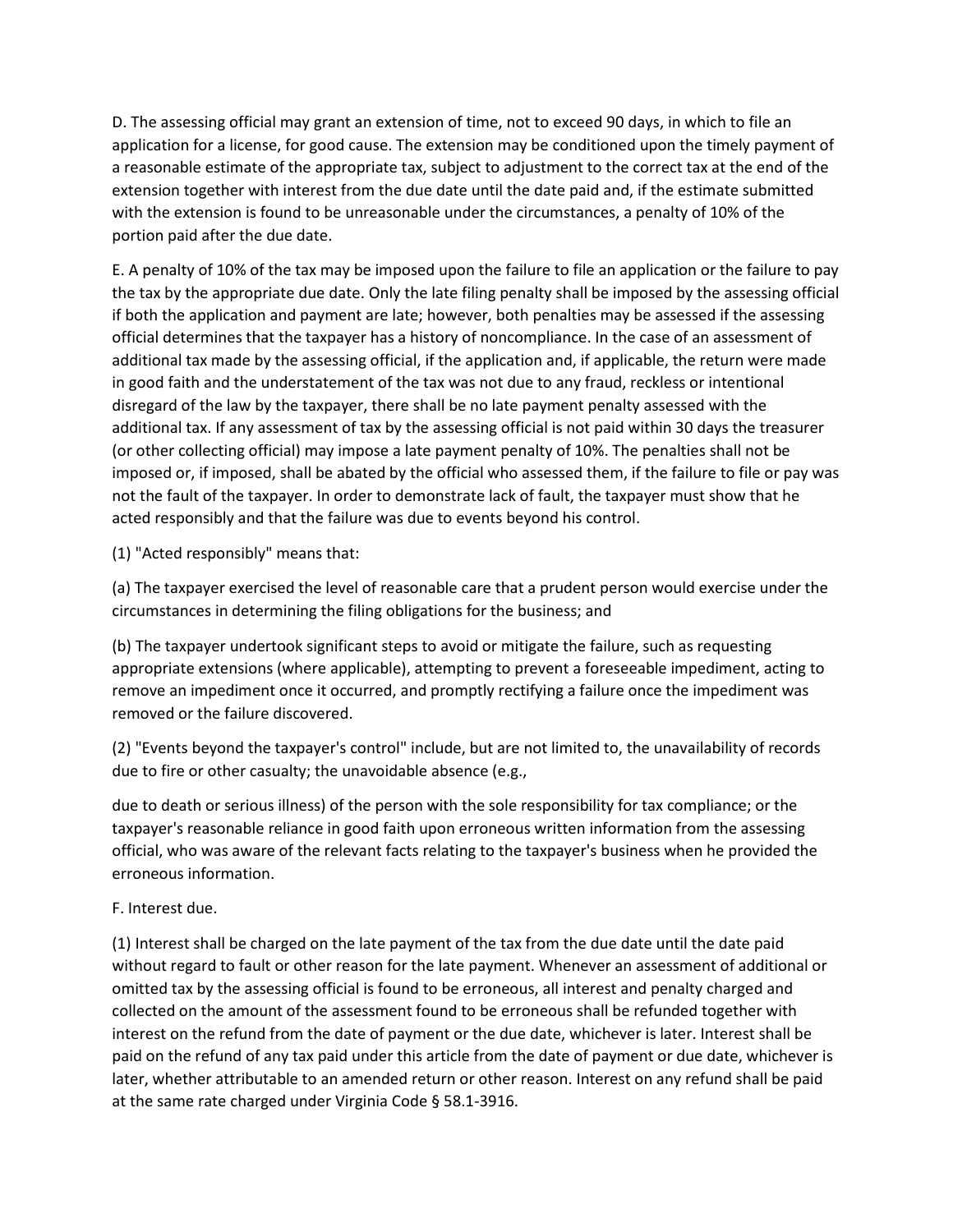D. The assessing official may grant an extension of time, not to exceed 90 days, in which to file an application for a license, for good cause. The extension may be conditioned upon the timely payment of a reasonable estimate of the appropriate tax, subject to adjustment to the correct tax at the end of the extension together with interest from the due date until the date paid and, if the estimate submitted with the extension is found to be unreasonable under the circumstances, a penalty of 10% of the portion paid after the due date.

E. A penalty of 10% of the tax may be imposed upon the failure to file an application or the failure to pay the tax by the appropriate due date. Only the late filing penalty shall be imposed by the assessing official if both the application and payment are late; however, both penalties may be assessed if the assessing official determines that the taxpayer has a history of noncompliance. In the case of an assessment of additional tax made by the assessing official, if the application and, if applicable, the return were made in good faith and the understatement of the tax was not due to any fraud, reckless or intentional disregard of the law by the taxpayer, there shall be no late payment penalty assessed with the additional tax. If any assessment of tax by the assessing official is not paid within 30 days the treasurer (or other collecting official) may impose a late payment penalty of 10%. The penalties shall not be imposed or, if imposed, shall be abated by the official who assessed them, if the failure to file or pay was not the fault of the taxpayer. In order to demonstrate lack of fault, the taxpayer must show that he acted responsibly and that the failure was due to events beyond his control.

(1) "Acted responsibly" means that:

(a) The taxpayer exercised the level of reasonable care that a prudent person would exercise under the circumstances in determining the filing obligations for the business; and

(b) The taxpayer undertook significant steps to avoid or mitigate the failure, such as requesting appropriate extensions (where applicable), attempting to prevent a foreseeable impediment, acting to remove an impediment once it occurred, and promptly rectifying a failure once the impediment was removed or the failure discovered.

(2) "Events beyond the taxpayer's control" include, but are not limited to, the unavailability of records due to fire or other casualty; the unavoidable absence (e.g., due to death or serious illness) of the person with the sole responsibility for tax compliance; or the taxpayer's reasonable reliance in good faith upon erroneous written information from the assessing official, who was aware of the relevant facts relating to the taxpayer's business when he provided the erroneous information.

F. Interest due.

(1) Interest shall be charged on the late payment of the tax from the due date until the date paid without regard to fault or other reason for the late payment. Whenever an assessment of additional or omitted tax by the assessing official is found to be erroneous, all interest and penalty charged and collected on the amount of the assessment found to be erroneous shall be refunded together with interest on the refund from the date of payment or the due date, whichever is later. Interest shall be paid on the refund of any tax paid under this article from the date of payment or due date, whichever is later, whether attributable to an amended return or other reason. Interest on any refund shall be paid at the same rate charged under Virginia Code § 58.1-3916.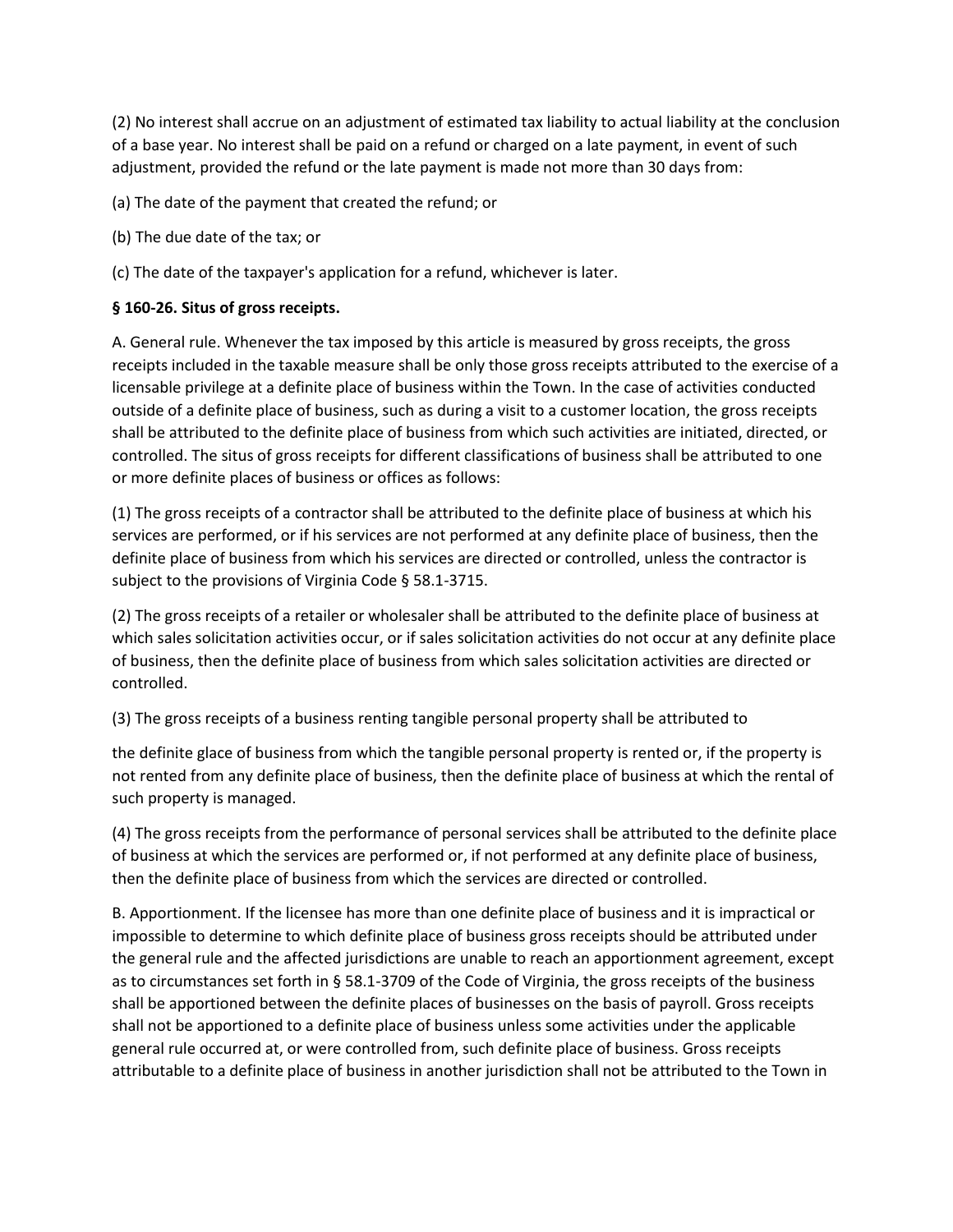(2) No interest shall accrue on an adjustment of estimated tax liability to actual liability at the conclusion of a base year. No interest shall be paid on a refund or charged on a late payment, in event of such adjustment, provided the refund or the late payment is made not more than 30 days from:

(a) The date of the payment that created the refund; or

(b) The due date of the tax; or

(c) The date of the taxpayer's application for a refund, whichever is later.

**§ 160-26. Situs of gross receipts.**

A. General rule. Whenever the tax imposed by this article is measured by gross receipts, the gross receipts included in the taxable measure shall be only those gross receipts attributed to the exercise of a licensable privilege at a definite place of business within the Town. In the case of activities conducted outside of a definite place of business, such as during a visit to a customer location, the gross receipts shall be attributed to the definite place of business from which such activities are initiated, directed, or controlled. The situs of gross receipts for different classifications of business shall be attributed to one or more definite places of business or offices as follows:

(1) The gross receipts of a contractor shall be attributed to the definite place of business at which his services are performed, or if his services are not performed at any definite place of business, then the definite place of business from which his services are directed or controlled, unless the contractor is subject to the provisions of Virginia Code § 58.1-3715.

(2) The gross receipts of a retailer or wholesaler shall be attributed to the definite place of business at which sales solicitation activities occur, or if sales solicitation activities do not occur at any definite place of business, then the definite place of business from which sales solicitation activities are directed or controlled.

(3) The gross receipts of a business renting tangible personal property shall be attributed to

the definite glace of business from which the tangible personal property is rented or, if the property is not rented from any definite place of business, then the definite place of business at which the rental of such property is managed.

(4) The gross receipts from the performance of personal services shall be attributed to the definite place of business at which the services are performed or, if not performed at any definite place of business, then the definite place of business from which the services are directed or controlled.

B. Apportionment. If the licensee has more than one definite place of business and it is impractical or impossible to determine to which definite place of business gross receipts should be attributed under the general rule and the affected jurisdictions are unable to reach an apportionment agreement, except as to circumstances set forth in § 58.1-3709 of the Code of Virginia, the gross receipts of the business shall be apportioned between the definite places of businesses on the basis of payroll. Gross receipts shall not be apportioned to a definite place of business unless some activities under the applicable general rule occurred at, or were controlled from, such definite place of business. Gross receipts attributable to a definite place of business in another jurisdiction shall not be attributed to the Town in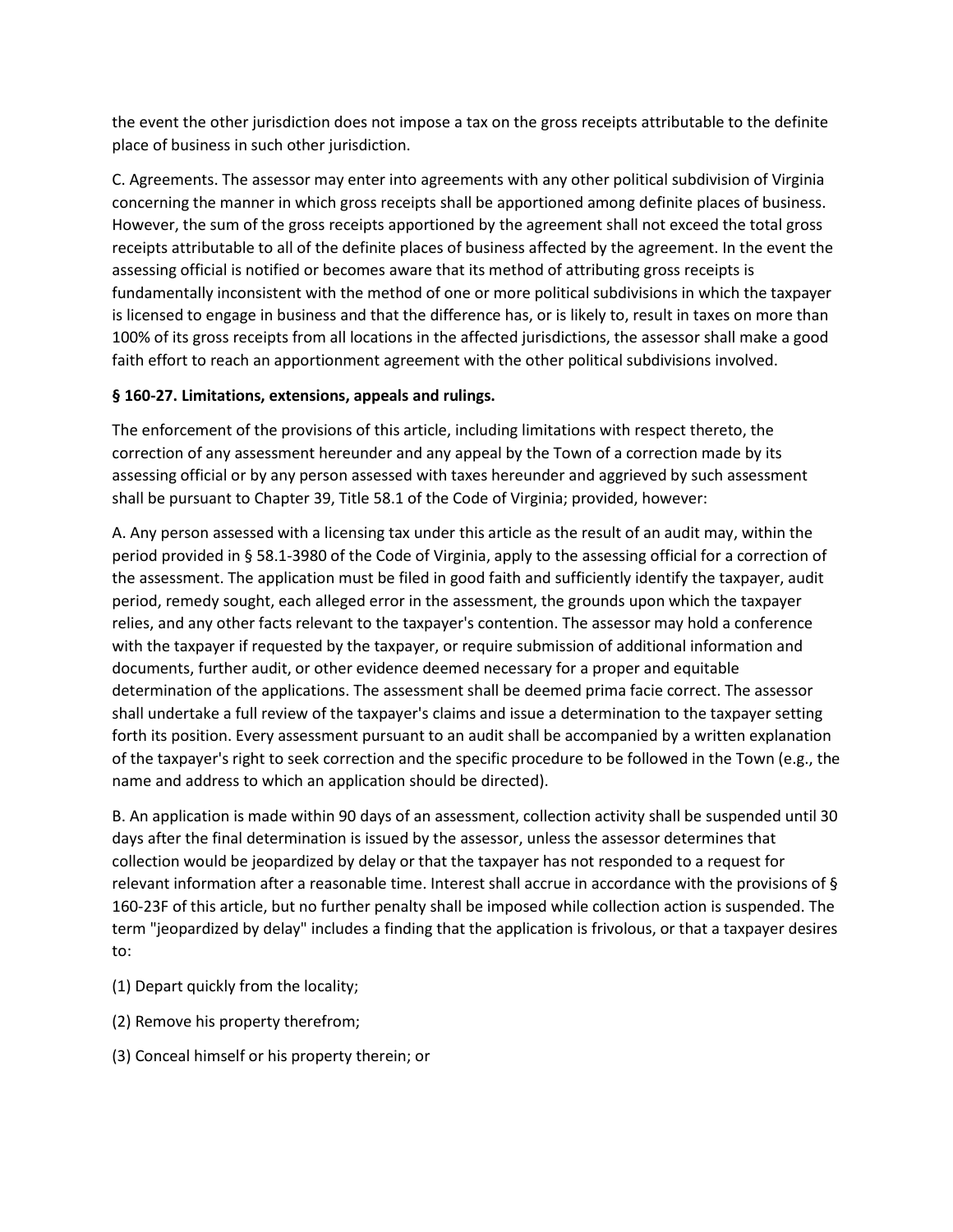the event the other jurisdiction does not impose a tax on the gross receipts attributable to the definite place of business in such other jurisdiction.

C. Agreements. The assessor may enter into agreements with any other political subdivision of Virginia concerning the manner in which gross receipts shall be apportioned among definite places of business. However, the sum of the gross receipts apportioned by the agreement shall not exceed the total gross receipts attributable to all of the definite places of business affected by the agreement. In the event the assessing official is notified or becomes aware that its method of attributing gross receipts is fundamentally inconsistent with the method of one or more political subdivisions in which the taxpayer is licensed to engage in business and that the difference has, or is likely to, result in taxes on more than 100% of its gross receipts from all locations in the affected jurisdictions, the assessor shall make a good faith effort to reach an apportionment agreement with the other political subdivisions involved.

**§ 160-27. Limitations, extensions, appeals and rulings.**

The enforcement of the provisions of this article, including limitations with respect thereto, the correction of any assessment hereunder and any appeal by the Town of a correction made by its assessing official or by any person assessed with taxes hereunder and aggrieved by such assessment shall be pursuant to Chapter 39, Title 58.1 of the Code of Virginia; provided, however:

A. Any person assessed with a licensing tax under this article as the result of an audit may, within the period provided in § 58.1-3980 of the Code of Virginia, apply to the assessing official for a correction of the assessment. The application must be filed in good faith and sufficiently identify the taxpayer, audit period, remedy sought, each alleged error in the assessment, the grounds upon which the taxpayer relies, and any other facts relevant to the taxpayer's contention. The assessor may hold a conference with the taxpayer if requested by the taxpayer, or require submission of additional information and documents, further audit, or other evidence deemed necessary for a proper and equitable determination of the applications. The assessment shall be deemed prima facie correct. The assessor shall undertake a full review of the taxpayer's claims and issue a determination to the taxpayer setting forth its position. Every assessment pursuant to an audit shall be accompanied by a written explanation of the taxpayer's right to seek correction and the specific procedure to be followed in the Town (e.g., the name and address to which an application should be directed).

B. An application is made within 90 days of an assessment, collection activity shall be suspended until 30 days after the final determination is issued by the assessor, unless the assessor determines that collection would be jeopardized by delay or that the taxpayer has not responded to a request for relevant information after a reasonable time. Interest shall accrue in accordance with the provisions of § 160-23F of this article, but no further penalty shall be imposed while collection action is suspended. The term "jeopardized by delay" includes a finding that the application is frivolous, or that a taxpayer desires to:

(1) Depart quickly from the locality;

(2) Remove his property therefrom;

(3) Conceal himself or his property therein; or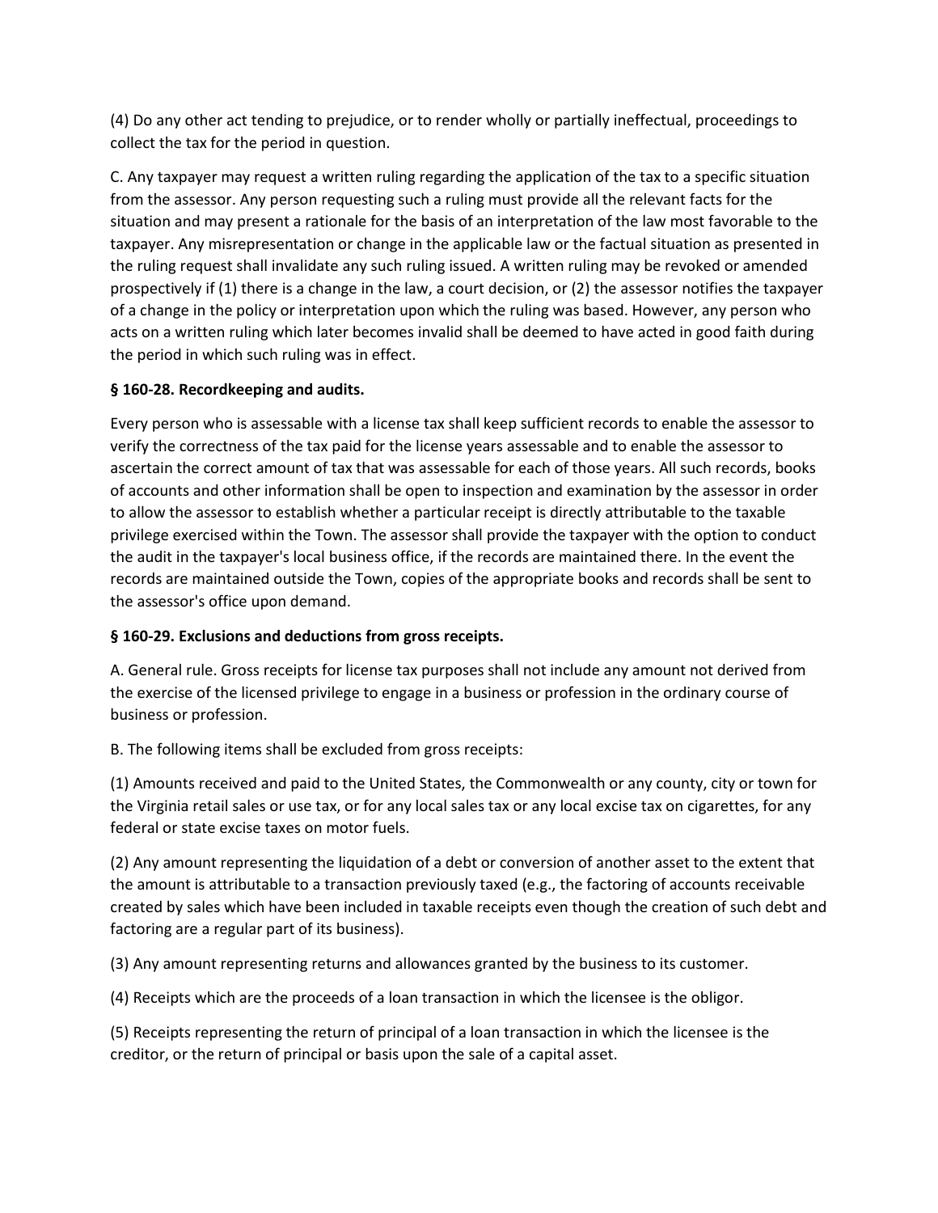(4) Do any other act tending to prejudice, or to render wholly or partially ineffectual, proceedings to collect the tax for the period in question.

C. Any taxpayer may request a written ruling regarding the application of the tax to a specific situation from the assessor. Any person requesting such a ruling must provide all the relevant facts for the situation and may present a rationale for the basis of an interpretation of the law most favorable to the taxpayer. Any misrepresentation or change in the applicable law or the factual situation as presented in the ruling request shall invalidate any such ruling issued. A written ruling may be revoked or amended prospectively if (1) there is a change in the law, a court decision, or (2) the assessor notifies the taxpayer of a change in the policy or interpretation upon which the ruling was based. However, any person who acts on a written ruling which later becomes invalid shall be deemed to have acted in good faith during the period in which such ruling was in effect.

**§ 160-28. Recordkeeping and audits.**

Every person who is assessable with a license tax shall keep sufficient records to enable the assessor to verify the correctness of the tax paid for the license years assessable and to enable the assessor to ascertain the correct amount of tax that was assessable for each of those years. All such records, books of accounts and other information shall be open to inspection and examination by the assessor in order to allow the assessor to establish whether a particular receipt is directly attributable to the taxable privilege exercised within the Town. The assessor shall provide the taxpayer with the option to conduct the audit in the taxpayer's local business office, if the records are maintained there. In the event the records are maintained outside the Town, copies of the appropriate books and records shall be sent to the assessor's office upon demand.

**§ 160-29. Exclusions and deductions from gross receipts.**

A. General rule. Gross receipts for license tax purposes shall not include any amount not derived from the exercise of the licensed privilege to engage in a business or profession in the ordinary course of business or profession.

B. The following items shall be excluded from gross receipts:

(1) Amounts received and paid to the United States, the Commonwealth or any county, city or town for the Virginia retail sales or use tax, or for any local sales tax or any local excise tax on cigarettes, for any federal or state excise taxes on motor fuels.

(2) Any amount representing the liquidation of a debt or conversion of another asset to the extent that the amount is attributable to a transaction previously taxed (e.g., the factoring of accounts receivable created by sales which have been included in taxable receipts even though the creation of such debt and factoring are a regular part of its business).

(3) Any amount representing returns and allowances granted by the business to its customer.

(4) Receipts which are the proceeds of a loan transaction in which the licensee is the obligor.

(5) Receipts representing the return of principal of a loan transaction in which the licensee is the creditor, or the return of principal or basis upon the sale of a capital asset.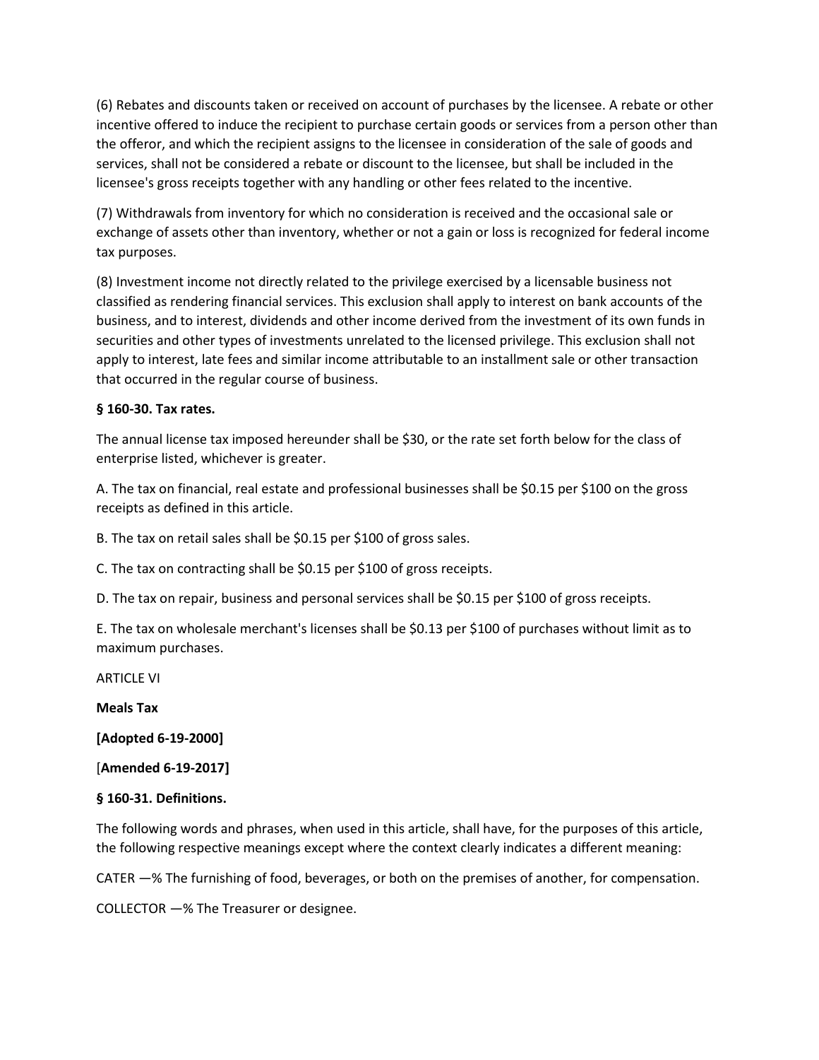(6) Rebates and discounts taken or received on account of purchases by the licensee. A rebate or other incentive offered to induce the recipient to purchase certain goods or services from a person other than the offeror, and which the recipient assigns to the licensee in consideration of the sale of goods and services, shall not be considered a rebate or discount to the licensee, but shall be included in the licensee's gross receipts together with any handling or other fees related to the incentive.

(7) Withdrawals from inventory for which no consideration is received and the occasional sale or exchange of assets other than inventory, whether or not a gain or loss is recognized for federal income tax purposes.

(8) Investment income not directly related to the privilege exercised by a licensable business not classified as rendering financial services. This exclusion shall apply to interest on bank accounts of the business, and to interest, dividends and other income derived from the investment of its own funds in securities and other types of investments unrelated to the licensed privilege. This exclusion shall not apply to interest, late fees and similar income attributable to an installment sale or other transaction that occurred in the regular course of business.

**§ 160-30. Tax rates.**

The annual license tax imposed hereunder shall be $30, or the rate set forth below for the class of enterprise listed, whichever is greater.

A. The tax on financial, real estate and professional businesses shall be $0.15 per $100 on the gross receipts as defined in this article.

B. The tax on retail sales shall be $0.15 per $100 of gross sales.

C. The tax on contracting shall be $0.15 per $100 of gross receipts.

D. The tax on repair, business and personal services shall be $0.15 per $100 of gross receipts.

E. The tax on wholesale merchant's licenses shall be $0.13 per $100 of purchases without limit as to maximum purchases.

ARTICLE VI

**Meals Tax**

**[Adopted 6-19-2000]**

[**Amended 6-19-2017]**

**§ 160-31. Definitions.**

The following words and phrases, when used in this article, shall have, for the purposes of this article, the following respective meanings except where the context clearly indicates a different meaning:

CATER —% The furnishing of food, beverages, or both on the premises of another, for compensation.

COLLECTOR —% The Treasurer or designee.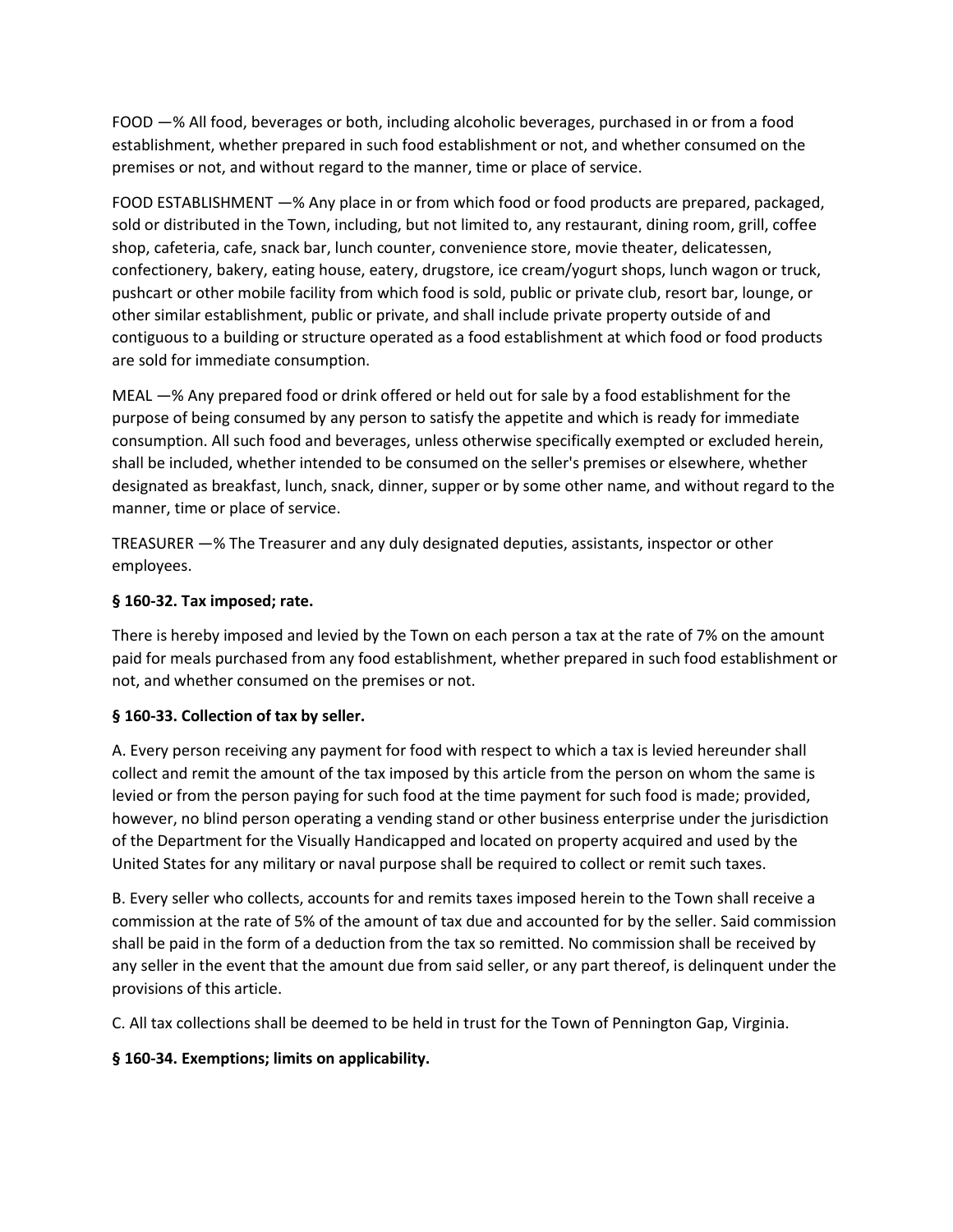FOOD —% All food, beverages or both, including alcoholic beverages, purchased in or from a food establishment, whether prepared in such food establishment or not, and whether consumed on the premises or not, and without regard to the manner, time or place of service.

FOOD ESTABLISHMENT —% Any place in or from which food or food products are prepared, packaged, sold or distributed in the Town, including, but not limited to, any restaurant, dining room, grill, coffee shop, cafeteria, cafe, snack bar, lunch counter, convenience store, movie theater, delicatessen, confectionery, bakery, eating house, eatery, drugstore, ice cream/yogurt shops, lunch wagon or truck, pushcart or other mobile facility from which food is sold, public or private club, resort bar, lounge, or other similar establishment, public or private, and shall include private property outside of and contiguous to a building or structure operated as a food establishment at which food or food products are sold for immediate consumption.

MEAL —% Any prepared food or drink offered or held out for sale by a food establishment for the purpose of being consumed by any person to satisfy the appetite and which is ready for immediate consumption. All such food and beverages, unless otherwise specifically exempted or excluded herein, shall be included, whether intended to be consumed on the seller's premises or elsewhere, whether designated as breakfast, lunch, snack, dinner, supper or by some other name, and without regard to the manner, time or place of service.

TREASURER —% The Treasurer and any duly designated deputies, assistants, inspector or other employees.

**§ 160-32. Tax imposed; rate.**

There is hereby imposed and levied by the Town on each person a tax at the rate of 7% on the amount paid for meals purchased from any food establishment, whether prepared in such food establishment or not, and whether consumed on the premises or not.

**§ 160-33. Collection of tax by seller.**

A. Every person receiving any payment for food with respect to which a tax is levied hereunder shall collect and remit the amount of the tax imposed by this article from the person on whom the same is levied or from the person paying for such food at the time payment for such food is made; provided, however, no blind person operating a vending stand or other business enterprise under the jurisdiction of the Department for the Visually Handicapped and located on property acquired and used by the United States for any military or naval purpose shall be required to collect or remit such taxes.

B. Every seller who collects, accounts for and remits taxes imposed herein to the Town shall receive a commission at the rate of 5% of the amount of tax due and accounted for by the seller. Said commission shall be paid in the form of a deduction from the tax so remitted. No commission shall be received by any seller in the event that the amount due from said seller, or any part thereof, is delinquent under the provisions of this article.

C. All tax collections shall be deemed to be held in trust for the Town of Pennington Gap, Virginia.

**§ 160-34. Exemptions; limits on applicability.**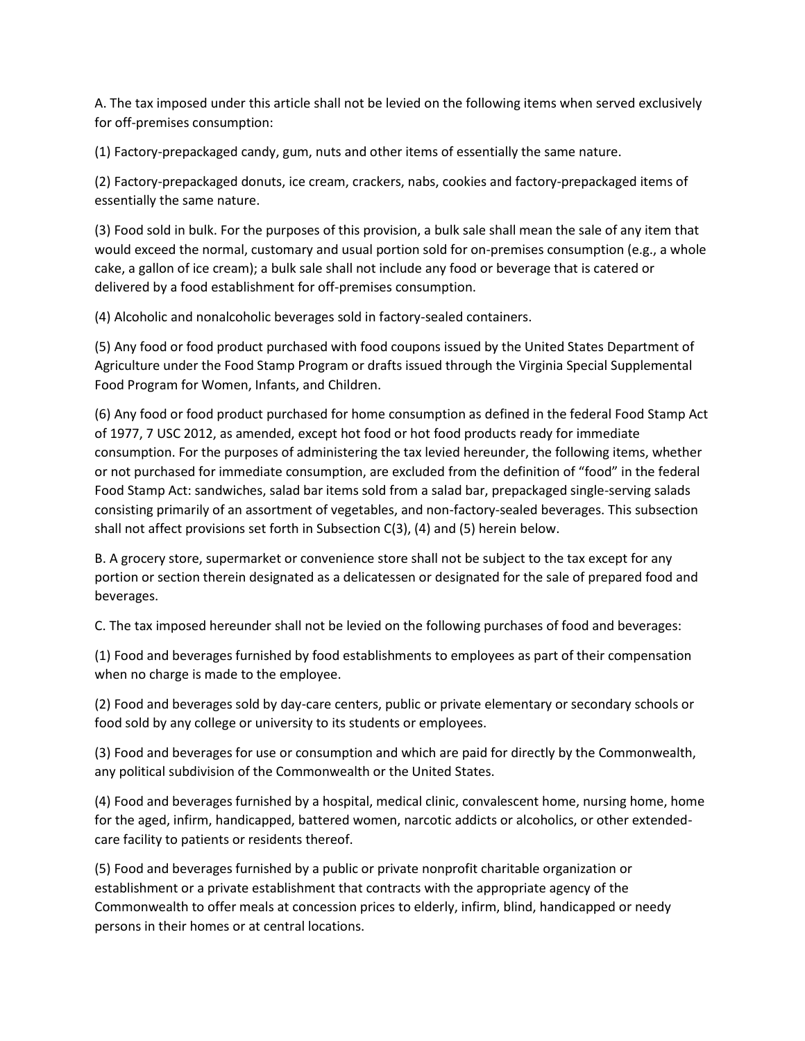A. The tax imposed under this article shall not be levied on the following items when served exclusively for off-premises consumption:

(1) Factory-prepackaged candy, gum, nuts and other items of essentially the same nature.

(2) Factory-prepackaged donuts, ice cream, crackers, nabs, cookies and factory-prepackaged items of essentially the same nature.

(3) Food sold in bulk. For the purposes of this provision, a bulk sale shall mean the sale of any item that would exceed the normal, customary and usual portion sold for on-premises consumption (e.g., a whole cake, a gallon of ice cream); a bulk sale shall not include any food or beverage that is catered or delivered by a food establishment for off-premises consumption.

(4) Alcoholic and nonalcoholic beverages sold in factory-sealed containers.

(5) Any food or food product purchased with food coupons issued by the United States Department of Agriculture under the Food Stamp Program or drafts issued through the Virginia Special Supplemental Food Program for Women, Infants, and Children.

(6) Any food or food product purchased for home consumption as defined in the federal Food Stamp Act of 1977, 7 USC 2012, as amended, except hot food or hot food products ready for immediate consumption. For the purposes of administering the tax levied hereunder, the following items, whether or not purchased for immediate consumption, are excluded from the definition of "food" in the federal Food Stamp Act: sandwiches, salad bar items sold from a salad bar, prepackaged single-serving salads consisting primarily of an assortment of vegetables, and non-factory-sealed beverages. This subsection shall not affect provisions set forth in Subsection C(3), (4) and (5) herein below.

B. A grocery store, supermarket or convenience store shall not be subject to the tax except for any portion or section therein designated as a delicatessen or designated for the sale of prepared food and beverages.

C. The tax imposed hereunder shall not be levied on the following purchases of food and beverages:

(1) Food and beverages furnished by food establishments to employees as part of their compensation when no charge is made to the employee.

(2) Food and beverages sold by day-care centers, public or private elementary or secondary schools or food sold by any college or university to its students or employees.

(3) Food and beverages for use or consumption and which are paid for directly by the Commonwealth, any political subdivision of the Commonwealth or the United States.

(4) Food and beverages furnished by a hospital, medical clinic, convalescent home, nursing home, home for the aged, infirm, handicapped, battered women, narcotic addicts or alcoholics, or other extended-care facility to patients or residents thereof.

(5) Food and beverages furnished by a public or private nonprofit charitable organization or establishment or a private establishment that contracts with the appropriate agency of the Commonwealth to offer meals at concession prices to elderly, infirm, blind, handicapped or needy persons in their homes or at central locations.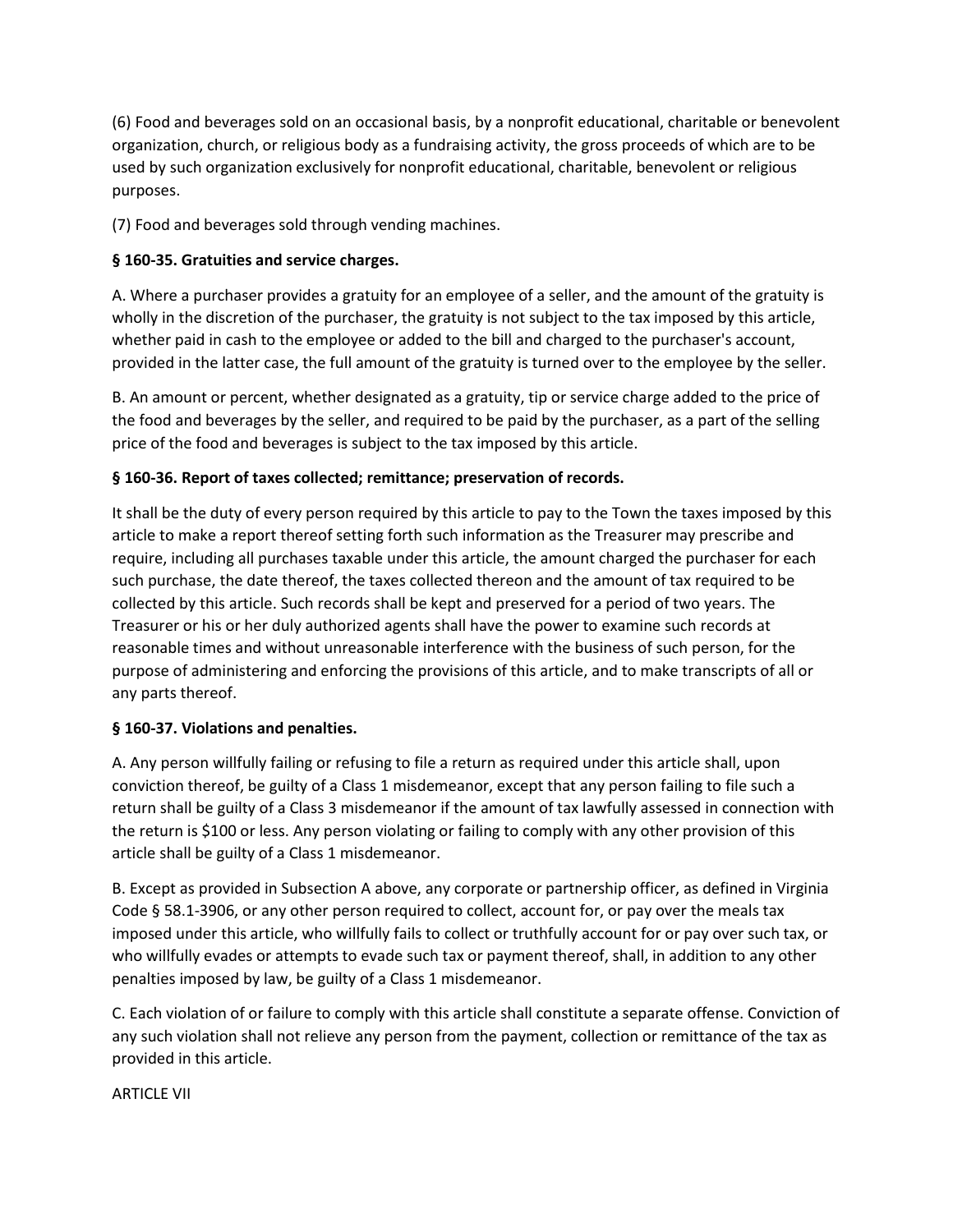(6) Food and beverages sold on an occasional basis, by a nonprofit educational, charitable or benevolent organization, church, or religious body as a fundraising activity, the gross proceeds of which are to be used by such organization exclusively for nonprofit educational, charitable, benevolent or religious purposes.

(7) Food and beverages sold through vending machines.

**§ 160-35. Gratuities and service charges.**

A. Where a purchaser provides a gratuity for an employee of a seller, and the amount of the gratuity is wholly in the discretion of the purchaser, the gratuity is not subject to the tax imposed by this article, whether paid in cash to the employee or added to the bill and charged to the purchaser's account, provided in the latter case, the full amount of the gratuity is turned over to the employee by the seller.

B. An amount or percent, whether designated as a gratuity, tip or service charge added to the price of the food and beverages by the seller, and required to be paid by the purchaser, as a part of the selling price of the food and beverages is subject to the tax imposed by this article.

**§ 160-36. Report of taxes collected; remittance; preservation of records.**

It shall be the duty of every person required by this article to pay to the Town the taxes imposed by this article to make a report thereof setting forth such information as the Treasurer may prescribe and require, including all purchases taxable under this article, the amount charged the purchaser for each such purchase, the date thereof, the taxes collected thereon and the amount of tax required to be collected by this article. Such records shall be kept and preserved for a period of two years. The Treasurer or his or her duly authorized agents shall have the power to examine such records at reasonable times and without unreasonable interference with the business of such person, for the purpose of administering and enforcing the provisions of this article, and to make transcripts of all or any parts thereof.

**§ 160-37. Violations and penalties.**

A. Any person willfully failing or refusing to file a return as required under this article shall, upon conviction thereof, be guilty of a Class 1 misdemeanor, except that any person failing to file such a return shall be guilty of a Class 3 misdemeanor if the amount of tax lawfully assessed in connection with the return is $100 or less. Any person violating or failing to comply with any other provision of this article shall be guilty of a Class 1 misdemeanor.

B. Except as provided in Subsection A above, any corporate or partnership officer, as defined in Virginia Code § 58.1-3906, or any other person required to collect, account for, or pay over the meals tax imposed under this article, who willfully fails to collect or truthfully account for or pay over such tax, or who willfully evades or attempts to evade such tax or payment thereof, shall, in addition to any other penalties imposed by law, be guilty of a Class 1 misdemeanor.

C. Each violation of or failure to comply with this article shall constitute a separate offense. Conviction of any such violation shall not relieve any person from the payment, collection or remittance of the tax as provided in this article.

ARTICLE VII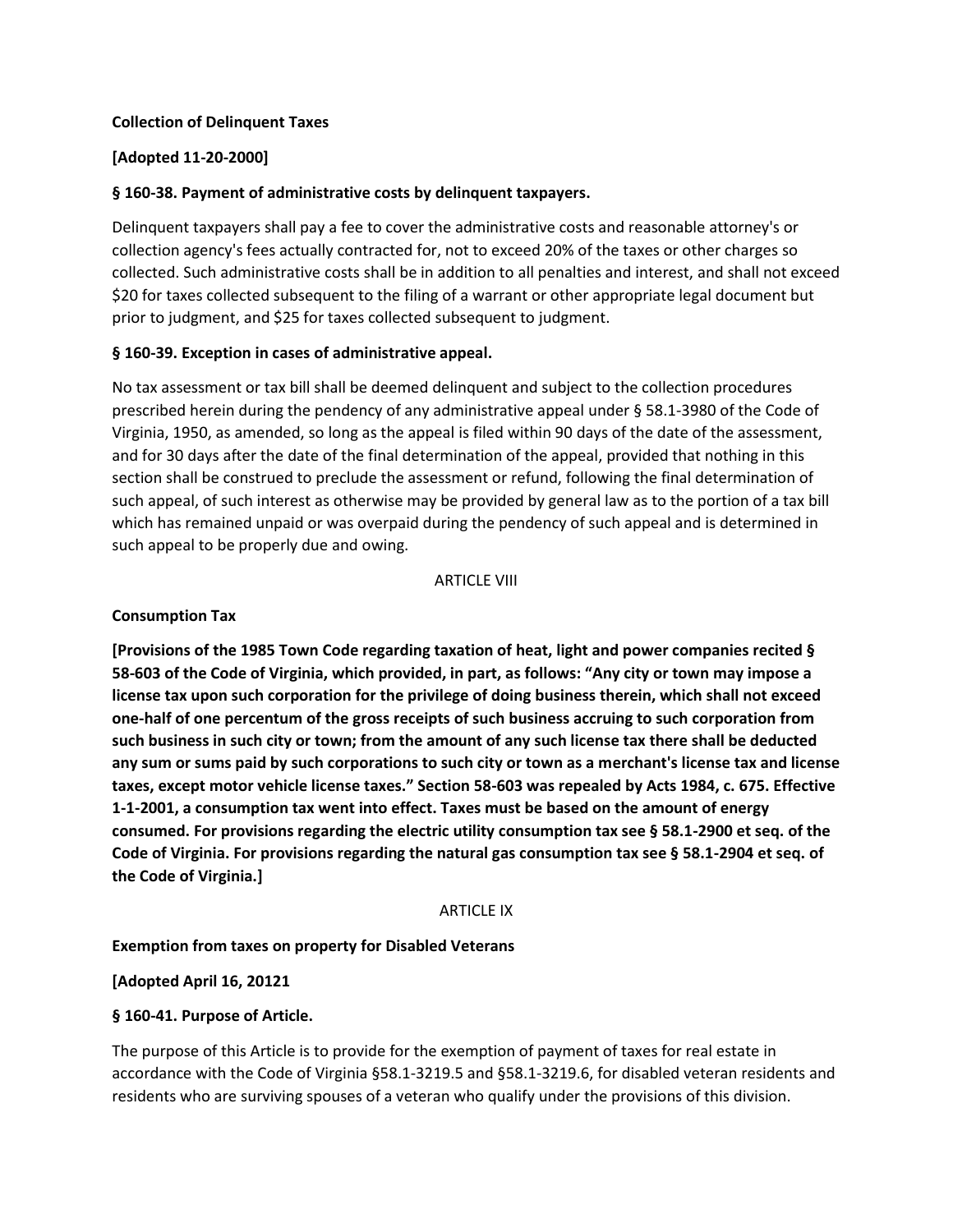**Collection of Delinquent Taxes**

**[Adopted 11-20-2000]**

**§ 160-38. Payment of administrative costs by delinquent taxpayers.**

Delinquent taxpayers shall pay a fee to cover the administrative costs and reasonable attorney's or collection agency's fees actually contracted for, not to exceed 20% of the taxes or other charges so collected. Such administrative costs shall be in addition to all penalties and interest, and shall not exceed $20 for taxes collected subsequent to the filing of a warrant or other appropriate legal document but prior to judgment, and $25 for taxes collected subsequent to judgment.

**§ 160-39. Exception in cases of administrative appeal.**

No tax assessment or tax bill shall be deemed delinquent and subject to the collection procedures prescribed herein during the pendency of any administrative appeal under § 58.1-3980 of the Code of Virginia, 1950, as amended, so long as the appeal is filed within 90 days of the date of the assessment, and for 30 days after the date of the final determination of the appeal, provided that nothing in this section shall be construed to preclude the assessment or refund, following the final determination of such appeal, of such interest as otherwise may be provided by general law as to the portion of a tax bill which has remained unpaid or was overpaid during the pendency of such appeal and is determined in such appeal to be properly due and owing.

ARTICLE VIII

**Consumption Tax**

**[Provisions of the 1985 Town Code regarding taxation of heat, light and power companies recited § 58-603 of the Code of Virginia, which provided, in part, as follows: "Any city or town may impose a license tax upon such corporation for the privilege of doing business therein, which shall not exceed one-half of one percentum of the gross receipts of such business accruing to such corporation from such business in such city or town; from the amount of any such license tax there shall be deducted any sum or sums paid by such corporations to such city or town as a merchant's license tax and license taxes, except motor vehicle license taxes." Section 58-603 was repealed by Acts 1984, c. 675. Effective 1-1-2001, a consumption tax went into effect. Taxes must be based on the amount of energy consumed. For provisions regarding the electric utility consumption tax see § 58.1-2900 et seq. of the Code of Virginia. For provisions regarding the natural gas consumption tax see § 58.1-2904 et seq. of the Code of Virginia.]**

ARTICLE IX

**Exemption from taxes on property for Disabled Veterans**

**[Adopted April 16, 20121**

**§ 160-41. Purpose of Article.**

The purpose of this Article is to provide for the exemption of payment of taxes for real estate in accordance with the Code of Virginia §58.1-3219.5 and §58.1-3219.6, for disabled veteran residents and residents who are surviving spouses of a veteran who qualify under the provisions of this division.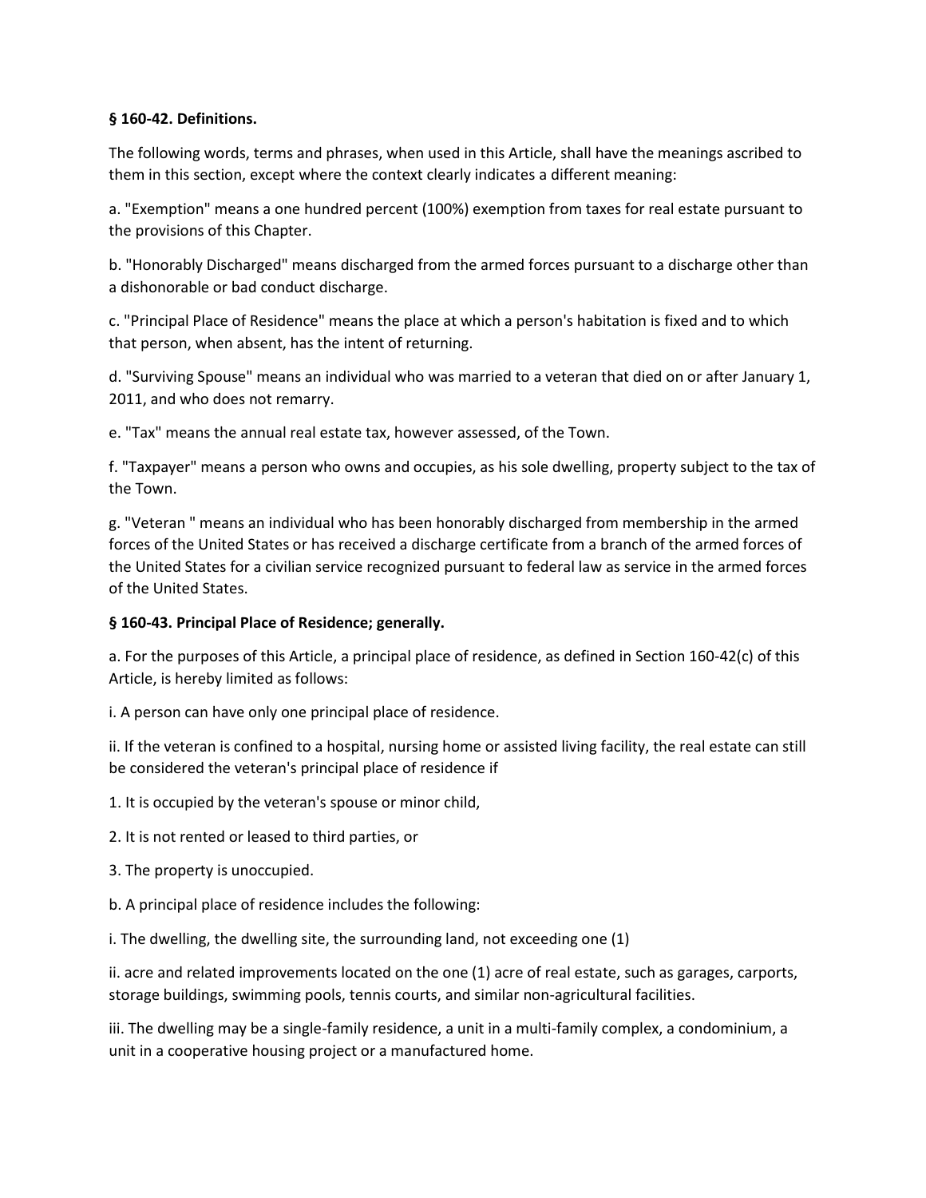**§ 160-42. Definitions.**

The following words, terms and phrases, when used in this Article, shall have the meanings ascribed to them in this section, except where the context clearly indicates a different meaning:

a. "Exemption" means a one hundred percent (100%) exemption from taxes for real estate pursuant to the provisions of this Chapter.

b. "Honorably Discharged" means discharged from the armed forces pursuant to a discharge other than a dishonorable or bad conduct discharge.

c. "Principal Place of Residence" means the place at which a person's habitation is fixed and to which that person, when absent, has the intent of returning.

d. "Surviving Spouse" means an individual who was married to a veteran that died on or after January 1, 2011, and who does not remarry.

e. "Tax" means the annual real estate tax, however assessed, of the Town.

f. "Taxpayer" means a person who owns and occupies, as his sole dwelling, property subject to the tax of the Town.

g. "Veteran " means an individual who has been honorably discharged from membership in the armed forces of the United States or has received a discharge certificate from a branch of the armed forces of the United States for a civilian service recognized pursuant to federal law as service in the armed forces of the United States.

**§ 160-43. Principal Place of Residence; generally.**

a. For the purposes of this Article, a principal place of residence, as defined in Section 160-42(c) of this Article, is hereby limited as follows:

i. A person can have only one principal place of residence.

ii. If the veteran is confined to a hospital, nursing home or assisted living facility, the real estate can still be considered the veteran's principal place of residence if

1. It is occupied by the veteran's spouse or minor child,

2. It is not rented or leased to third parties, or

3. The property is unoccupied.

b. A principal place of residence includes the following:

i. The dwelling, the dwelling site, the surrounding land, not exceeding one (1)

ii. acre and related improvements located on the one (1) acre of real estate, such as garages, carports, storage buildings, swimming pools, tennis courts, and similar non-agricultural facilities.

iii. The dwelling may be a single-family residence, a unit in a multi-family complex, a condominium, a unit in a cooperative housing project or a manufactured home.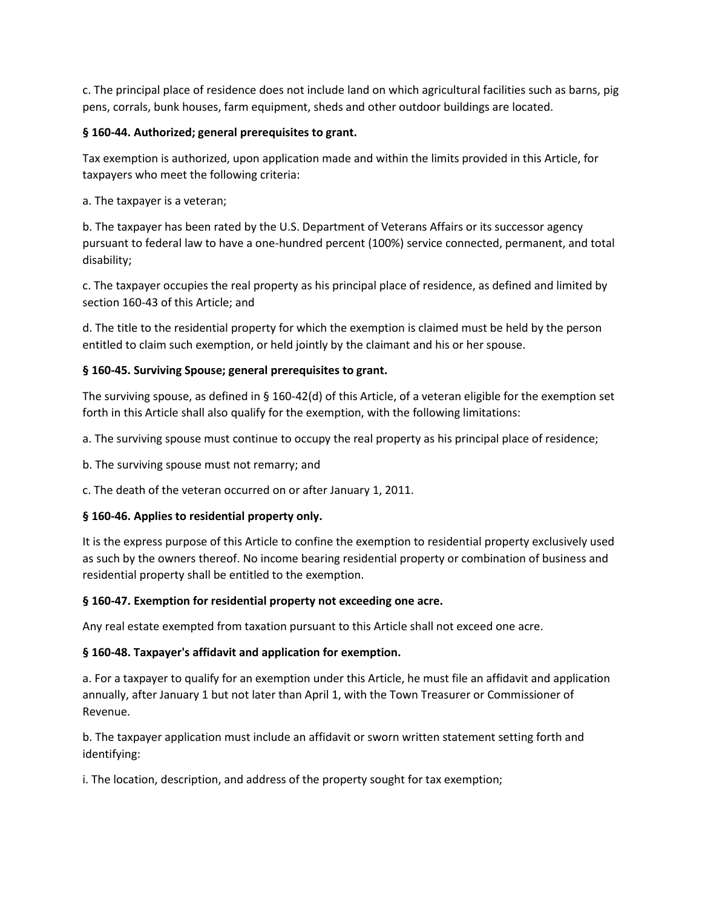c. The principal place of residence does not include land on which agricultural facilities such as barns, pig pens, corrals, bunk houses, farm equipment, sheds and other outdoor buildings are located.

**§ 160-44. Authorized; general prerequisites to grant.**

Tax exemption is authorized, upon application made and within the limits provided in this Article, for taxpayers who meet the following criteria:

a. The taxpayer is a veteran;

b. The taxpayer has been rated by the U.S. Department of Veterans Affairs or its successor agency pursuant to federal law to have a one-hundred percent (100%) service connected, permanent, and total disability;

c. The taxpayer occupies the real property as his principal place of residence, as defined and limited by section 160-43 of this Article; and

d. The title to the residential property for which the exemption is claimed must be held by the person entitled to claim such exemption, or held jointly by the claimant and his or her spouse.

**§ 160-45. Surviving Spouse; general prerequisites to grant.**

The surviving spouse, as defined in § 160-42(d) of this Article, of a veteran eligible for the exemption set forth in this Article shall also qualify for the exemption, with the following limitations:

a. The surviving spouse must continue to occupy the real property as his principal place of residence;

b. The surviving spouse must not remarry; and

c. The death of the veteran occurred on or after January 1, 2011.

**§ 160-46. Applies to residential property only.**

It is the express purpose of this Article to confine the exemption to residential property exclusively used as such by the owners thereof. No income bearing residential property or combination of business and residential property shall be entitled to the exemption.

**§ 160-47. Exemption for residential property not exceeding one acre.**

Any real estate exempted from taxation pursuant to this Article shall not exceed one acre.

**§ 160-48. Taxpayer's affidavit and application for exemption.**

a. For a taxpayer to qualify for an exemption under this Article, he must file an affidavit and application annually, after January 1 but not later than April 1, with the Town Treasurer or Commissioner of Revenue.

b. The taxpayer application must include an affidavit or sworn written statement setting forth and identifying:

i. The location, description, and address of the property sought for tax exemption;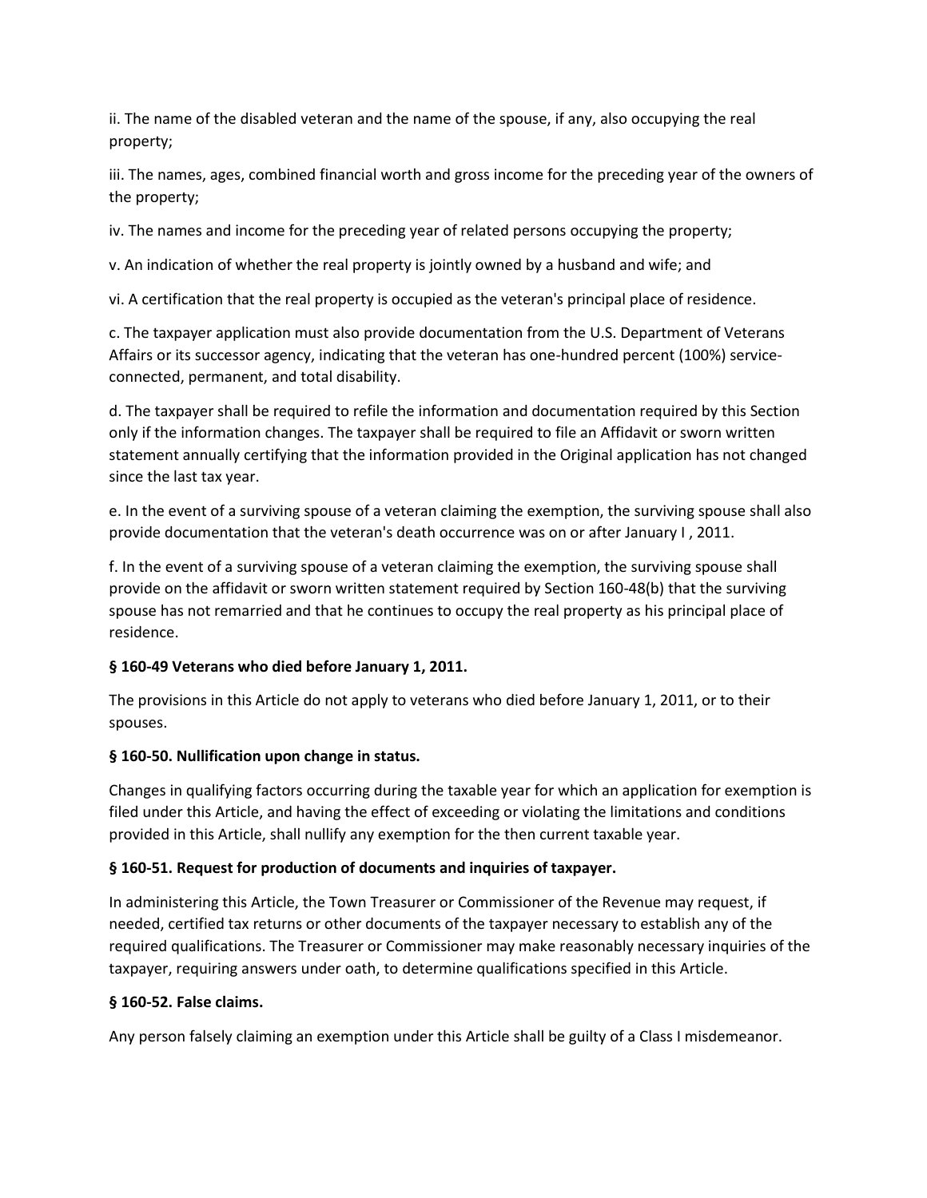ii. The name of the disabled veteran and the name of the spouse, if any, also occupying the real property;

iii. The names, ages, combined financial worth and gross income for the preceding year of the owners of the property;

iv. The names and income for the preceding year of related persons occupying the property;

v. An indication of whether the real property is jointly owned by a husband and wife; and

vi. A certification that the real property is occupied as the veteran's principal place of residence.

c. The taxpayer application must also provide documentation from the U.S. Department of Veterans Affairs or its successor agency, indicating that the veteran has one-hundred percent (100%) service-connected, permanent, and total disability.

d. The taxpayer shall be required to refile the information and documentation required by this Section only if the information changes. The taxpayer shall be required to file an Affidavit or sworn written statement annually certifying that the information provided in the Original application has not changed since the last tax year.

e. In the event of a surviving spouse of a veteran claiming the exemption, the surviving spouse shall also provide documentation that the veteran's death occurrence was on or after January I , 2011.

f. In the event of a surviving spouse of a veteran claiming the exemption, the surviving spouse shall provide on the affidavit or sworn written statement required by Section 160-48(b) that the surviving spouse has not remarried and that he continues to occupy the real property as his principal place of residence.

**§ 160-49 Veterans who died before January 1, 2011.**

The provisions in this Article do not apply to veterans who died before January 1, 2011, or to their spouses.

**§ 160-50. Nullification upon change in status.**

Changes in qualifying factors occurring during the taxable year for which an application for exemption is filed under this Article, and having the effect of exceeding or violating the limitations and conditions provided in this Article, shall nullify any exemption for the then current taxable year.

**§ 160-51. Request for production of documents and inquiries of taxpayer.**

In administering this Article, the Town Treasurer or Commissioner of the Revenue may request, if needed, certified tax returns or other documents of the taxpayer necessary to establish any of the required qualifications. The Treasurer or Commissioner may make reasonably necessary inquiries of the taxpayer, requiring answers under oath, to determine qualifications specified in this Article.

**§ 160-52. False claims.**

Any person falsely claiming an exemption under this Article shall be guilty of a Class I misdemeanor.